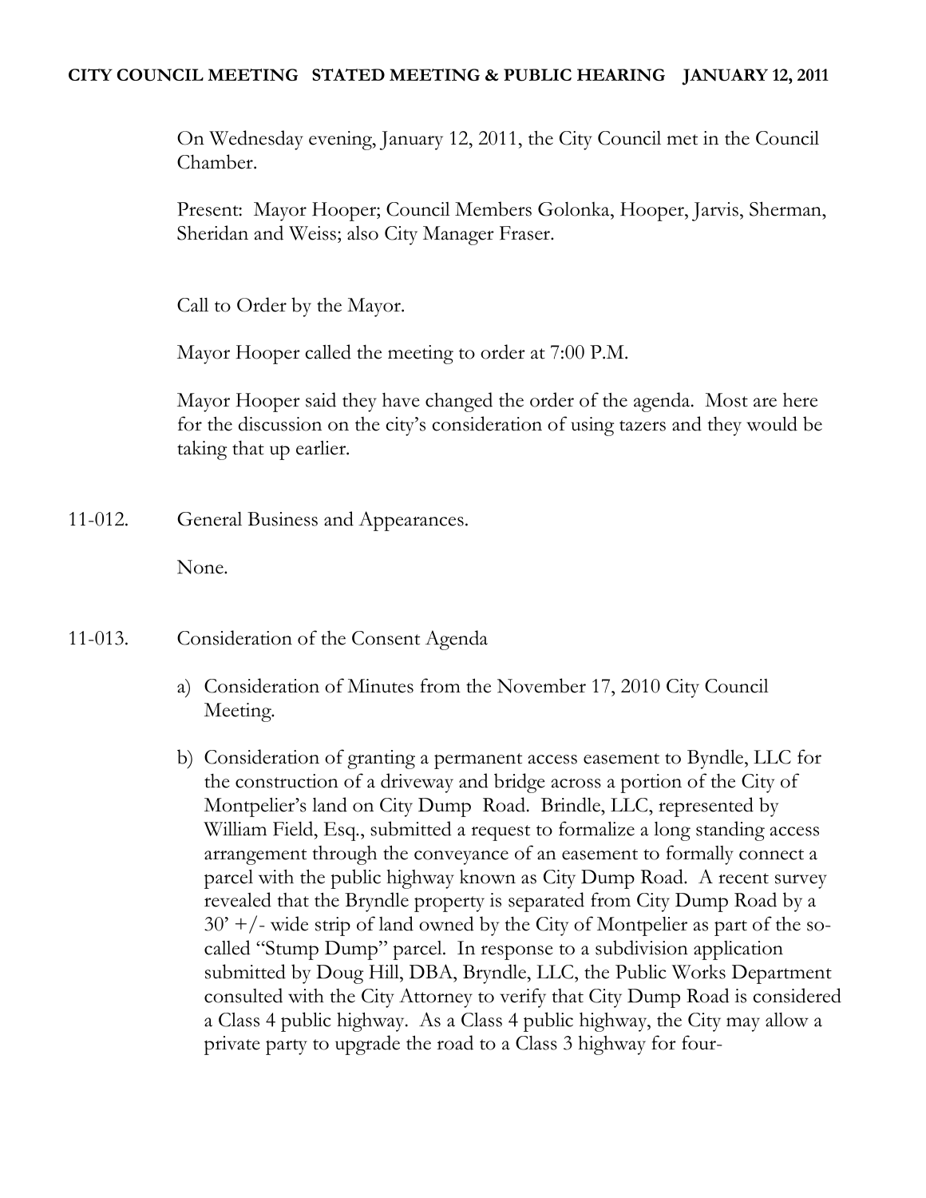**CITY COUNCIL MEETING STATED MEETING & PUBLIC HEARING JANUARY 12, 2011**

On Wednesday evening, January 12, 2011, the City Council met in the Council Chamber.

Present: Mayor Hooper; Council Members Golonka, Hooper, Jarvis, Sherman, Sheridan and Weiss; also City Manager Fraser.

Call to Order by the Mayor.

Mayor Hooper called the meeting to order at 7:00 P.M.

Mayor Hooper said they have changed the order of the agenda. Most are here for the discussion on the city's consideration of using tazers and they would be taking that up earlier.

11-012. General Business and Appearances.

None.

11-013. Consideration of the Consent Agenda

a) Consideration of Minutes from the November 17, 2010 City Council Meeting.

b) Consideration of granting a permanent access easement to Byndle, LLC for the construction of a driveway and bridge across a portion of the City of Montpelier's land on City Dump Road. Brindle, LLC, represented by William Field, Esq., submitted a request to formalize a long standing access arrangement through the conveyance of an easement to formally connect a parcel with the public highway known as City Dump Road. A recent survey revealed that the Bryndle property is separated from City Dump Road by a 30' +/- wide strip of land owned by the City of Montpelier as part of the so-called "Stump Dump" parcel. In response to a subdivision application submitted by Doug Hill, DBA, Bryndle, LLC, the Public Works Department consulted with the City Attorney to verify that City Dump Road is considered a Class 4 public highway. As a Class 4 public highway, the City may allow a private party to upgrade the road to a Class 3 highway for four-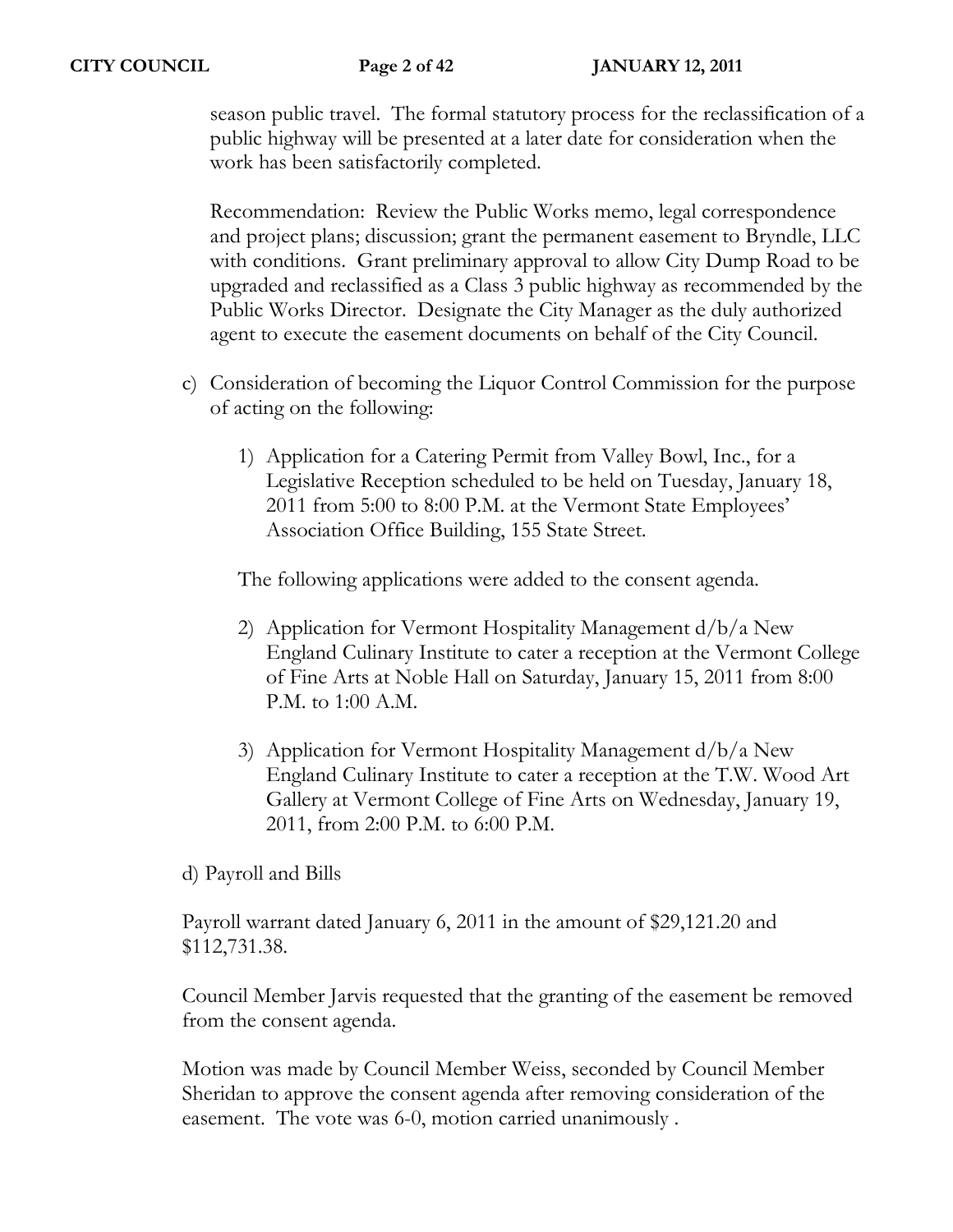season public travel. The formal statutory process for the reclassification of a public highway will be presented at a later date for consideration when the work has been satisfactorily completed.

Recommendation: Review the Public Works memo, legal correspondence and project plans; discussion; grant the permanent easement to Bryndle, LLC with conditions. Grant preliminary approval to allow City Dump Road to be upgraded and reclassified as a Class 3 public highway as recommended by the Public Works Director. Designate the City Manager as the duly authorized agent to execute the easement documents on behalf of the City Council.

c) Consideration of becoming the Liquor Control Commission for the purpose of acting on the following:

   1) Application for a Catering Permit from Valley Bowl, Inc., for a Legislative Reception scheduled to be held on Tuesday, January 18, 2011 from 5:00 to 8:00 P.M. at the Vermont State Employees' Association Office Building, 155 State Street.

   The following applications were added to the consent agenda.

   2) Application for Vermont Hospitality Management d/b/a New England Culinary Institute to cater a reception at the Vermont College of Fine Arts at Noble Hall on Saturday, January 15, 2011 from 8:00 P.M. to 1:00 A.M.

   3) Application for Vermont Hospitality Management d/b/a New England Culinary Institute to cater a reception at the T.W. Wood Art Gallery at Vermont College of Fine Arts on Wednesday, January 19, 2011, from 2:00 P.M. to 6:00 P.M.

d) Payroll and Bills

Payroll warrant dated January 6, 2011 in the amount of $29,121.20 and $112,731.38.

Council Member Jarvis requested that the granting of the easement be removed from the consent agenda.

Motion was made by Council Member Weiss, seconded by Council Member Sheridan to approve the consent agenda after removing consideration of the easement. The vote was 6-0, motion carried unanimously .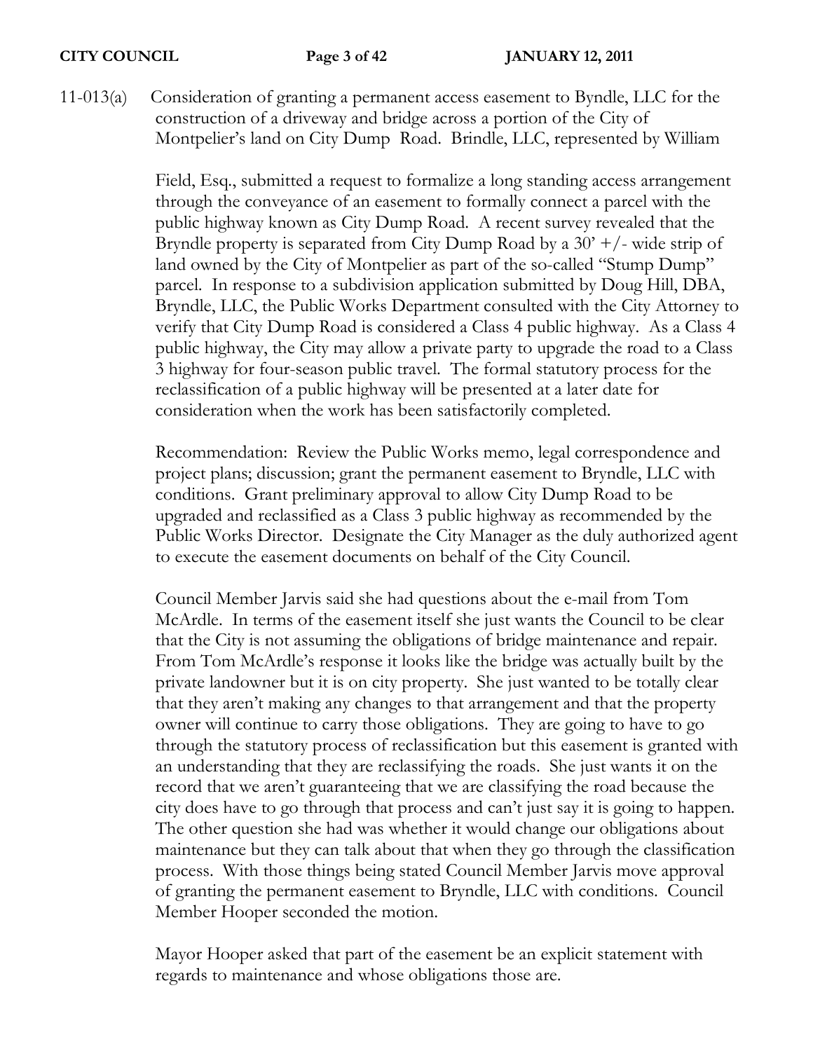11-013(a) Consideration of granting a permanent access easement to Byndle, LLC for the construction of a driveway and bridge across a portion of the City of Montpelier's land on City Dump Road. Brindle, LLC, represented by William Field, Esq., submitted a request to formalize a long standing access arrangement through the conveyance of an easement to formally connect a parcel with the public highway known as City Dump Road. A recent survey revealed that the Bryndle property is separated from City Dump Road by a 30' +/- wide strip of land owned by the City of Montpelier as part of the so-called "Stump Dump" parcel. In response to a subdivision application submitted by Doug Hill, DBA, Bryndle, LLC, the Public Works Department consulted with the City Attorney to verify that City Dump Road is considered a Class 4 public highway. As a Class 4 public highway, the City may allow a private party to upgrade the road to a Class 3 highway for four-season public travel. The formal statutory process for the reclassification of a public highway will be presented at a later date for consideration when the work has been satisfactorily completed.

Recommendation: Review the Public Works memo, legal correspondence and project plans; discussion; grant the permanent easement to Bryndle, LLC with conditions. Grant preliminary approval to allow City Dump Road to be upgraded and reclassified as a Class 3 public highway as recommended by the Public Works Director. Designate the City Manager as the duly authorized agent to execute the easement documents on behalf of the City Council.

Council Member Jarvis said she had questions about the e-mail from Tom McArdle. In terms of the easement itself she just wants the Council to be clear that the City is not assuming the obligations of bridge maintenance and repair. From Tom McArdle's response it looks like the bridge was actually built by the private landowner but it is on city property. She just wanted to be totally clear that they aren't making any changes to that arrangement and that the property owner will continue to carry those obligations. They are going to have to go through the statutory process of reclassification but this easement is granted with an understanding that they are reclassifying the roads. She just wants it on the record that we aren't guaranteeing that we are classifying the road because the city does have to go through that process and can't just say it is going to happen. The other question she had was whether it would change our obligations about maintenance but they can talk about that when they go through the classification process. With those things being stated Council Member Jarvis move approval of granting the permanent easement to Bryndle, LLC with conditions. Council Member Hooper seconded the motion.

Mayor Hooper asked that part of the easement be an explicit statement with regards to maintenance and whose obligations those are.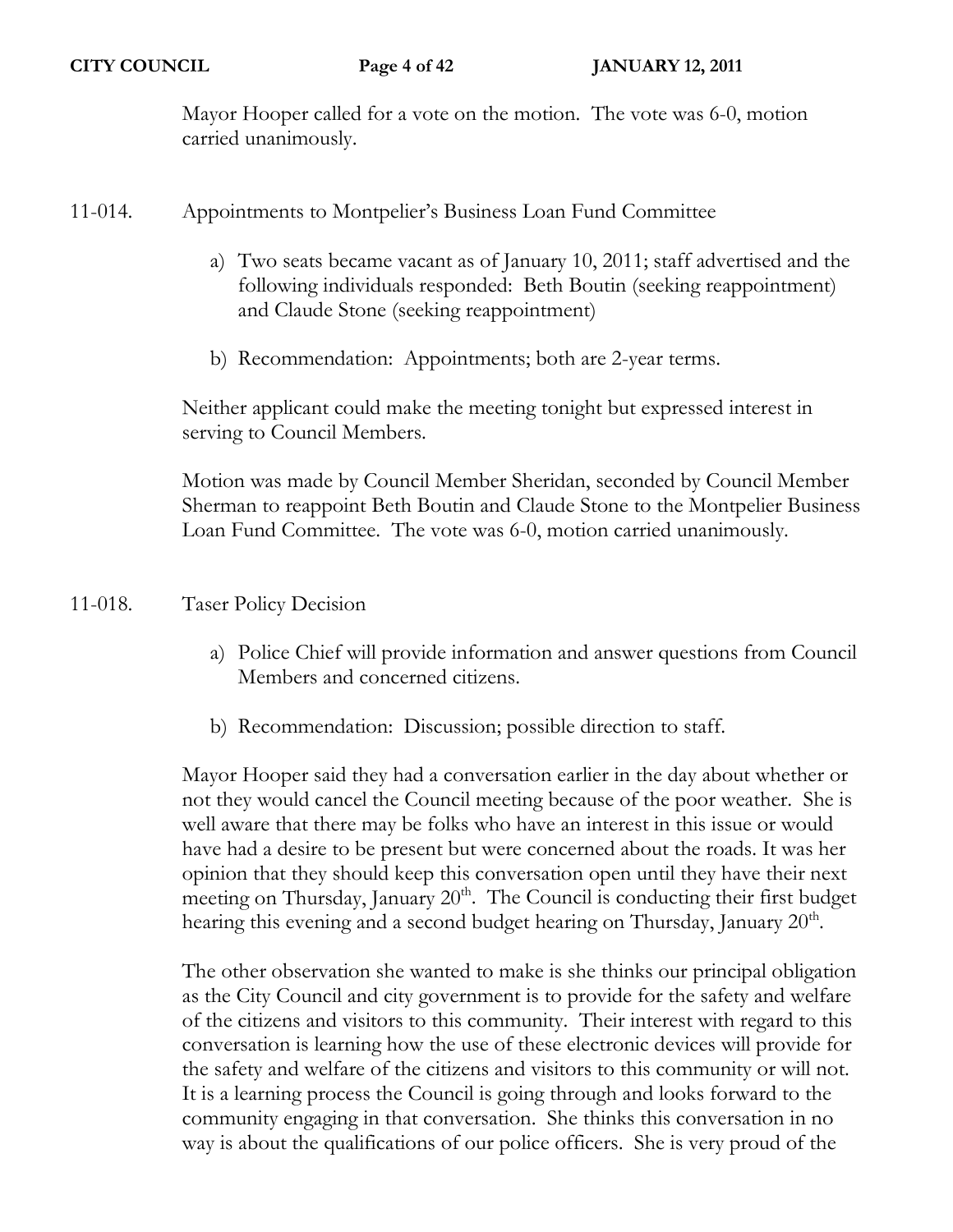Mayor Hooper called for a vote on the motion. The vote was 6-0, motion carried unanimously.

11-014. Appointments to Montpelier's Business Loan Fund Committee

a) Two seats became vacant as of January 10, 2011; staff advertised and the following individuals responded: Beth Boutin (seeking reappointment) and Claude Stone (seeking reappointment)

b) Recommendation: Appointments; both are 2-year terms.

Neither applicant could make the meeting tonight but expressed interest in serving to Council Members.

Motion was made by Council Member Sheridan, seconded by Council Member Sherman to reappoint Beth Boutin and Claude Stone to the Montpelier Business Loan Fund Committee. The vote was 6-0, motion carried unanimously.

11-018. Taser Policy Decision

a) Police Chief will provide information and answer questions from Council Members and concerned citizens.

b) Recommendation: Discussion; possible direction to staff.

Mayor Hooper said they had a conversation earlier in the day about whether or not they would cancel the Council meeting because of the poor weather. She is well aware that there may be folks who have an interest in this issue or would have had a desire to be present but were concerned about the roads. It was her opinion that they should keep this conversation open until they have their next meeting on Thursday, January 20th. The Council is conducting their first budget hearing this evening and a second budget hearing on Thursday, January 20th.

The other observation she wanted to make is she thinks our principal obligation as the City Council and city government is to provide for the safety and welfare of the citizens and visitors to this community. Their interest with regard to this conversation is learning how the use of these electronic devices will provide for the safety and welfare of the citizens and visitors to this community or will not. It is a learning process the Council is going through and looks forward to the community engaging in that conversation. She thinks this conversation in no way is about the qualifications of our police officers. She is very proud of the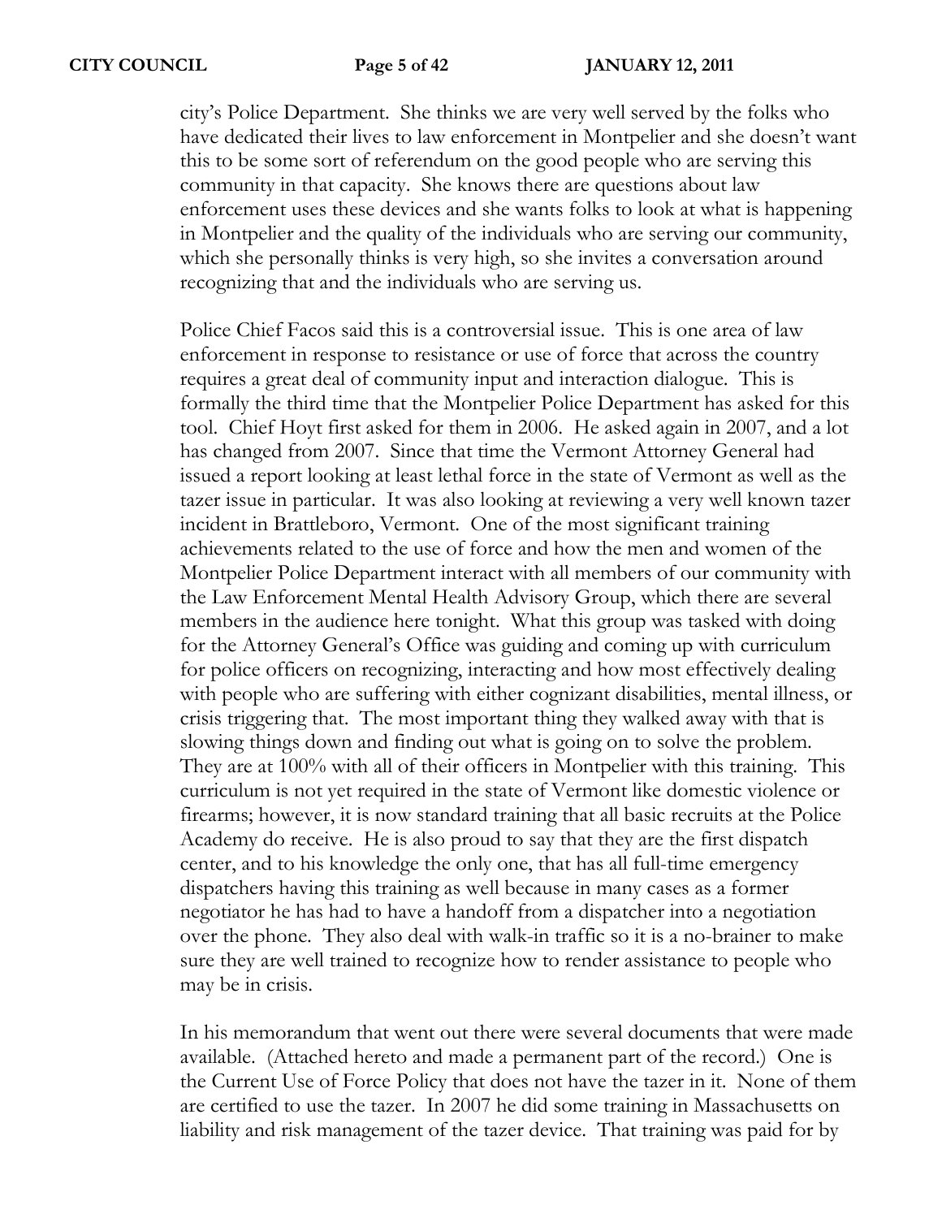city's Police Department. She thinks we are very well served by the folks who have dedicated their lives to law enforcement in Montpelier and she doesn't want this to be some sort of referendum on the good people who are serving this community in that capacity. She knows there are questions about law enforcement uses these devices and she wants folks to look at what is happening in Montpelier and the quality of the individuals who are serving our community, which she personally thinks is very high, so she invites a conversation around recognizing that and the individuals who are serving us.

Police Chief Facos said this is a controversial issue. This is one area of law enforcement in response to resistance or use of force that across the country requires a great deal of community input and interaction dialogue. This is formally the third time that the Montpelier Police Department has asked for this tool. Chief Hoyt first asked for them in 2006. He asked again in 2007, and a lot has changed from 2007. Since that time the Vermont Attorney General had issued a report looking at least lethal force in the state of Vermont as well as the tazer issue in particular. It was also looking at reviewing a very well known tazer incident in Brattleboro, Vermont. One of the most significant training achievements related to the use of force and how the men and women of the Montpelier Police Department interact with all members of our community with the Law Enforcement Mental Health Advisory Group, which there are several members in the audience here tonight. What this group was tasked with doing for the Attorney General's Office was guiding and coming up with curriculum for police officers on recognizing, interacting and how most effectively dealing with people who are suffering with either cognizant disabilities, mental illness, or crisis triggering that. The most important thing they walked away with that is slowing things down and finding out what is going on to solve the problem. They are at 100% with all of their officers in Montpelier with this training. This curriculum is not yet required in the state of Vermont like domestic violence or firearms; however, it is now standard training that all basic recruits at the Police Academy do receive. He is also proud to say that they are the first dispatch center, and to his knowledge the only one, that has all full-time emergency dispatchers having this training as well because in many cases as a former negotiator he has had to have a handoff from a dispatcher into a negotiation over the phone. They also deal with walk-in traffic so it is a no-brainer to make sure they are well trained to recognize how to render assistance to people who may be in crisis.

In his memorandum that went out there were several documents that were made available. (Attached hereto and made a permanent part of the record.) One is the Current Use of Force Policy that does not have the tazer in it. None of them are certified to use the tazer. In 2007 he did some training in Massachusetts on liability and risk management of the tazer device. That training was paid for by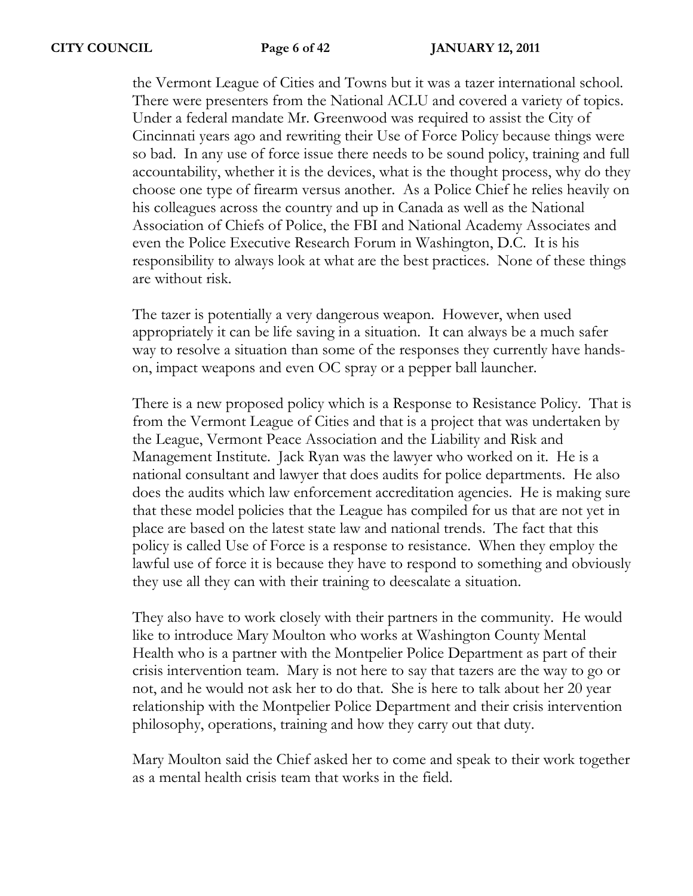the Vermont League of Cities and Towns but it was a tazer international school. There were presenters from the National ACLU and covered a variety of topics. Under a federal mandate Mr. Greenwood was required to assist the City of Cincinnati years ago and rewriting their Use of Force Policy because things were so bad. In any use of force issue there needs to be sound policy, training and full accountability, whether it is the devices, what is the thought process, why do they choose one type of firearm versus another. As a Police Chief he relies heavily on his colleagues across the country and up in Canada as well as the National Association of Chiefs of Police, the FBI and National Academy Associates and even the Police Executive Research Forum in Washington, D.C. It is his responsibility to always look at what are the best practices. None of these things are without risk.

The tazer is potentially a very dangerous weapon. However, when used appropriately it can be life saving in a situation. It can always be a much safer way to resolve a situation than some of the responses they currently have hands-on, impact weapons and even OC spray or a pepper ball launcher.

There is a new proposed policy which is a Response to Resistance Policy. That is from the Vermont League of Cities and that is a project that was undertaken by the League, Vermont Peace Association and the Liability and Risk and Management Institute. Jack Ryan was the lawyer who worked on it. He is a national consultant and lawyer that does audits for police departments. He also does the audits which law enforcement accreditation agencies. He is making sure that these model policies that the League has compiled for us that are not yet in place are based on the latest state law and national trends. The fact that this policy is called Use of Force is a response to resistance. When they employ the lawful use of force it is because they have to respond to something and obviously they use all they can with their training to deescalate a situation.

They also have to work closely with their partners in the community. He would like to introduce Mary Moulton who works at Washington County Mental Health who is a partner with the Montpelier Police Department as part of their crisis intervention team. Mary is not here to say that tazers are the way to go or not, and he would not ask her to do that. She is here to talk about her 20 year relationship with the Montpelier Police Department and their crisis intervention philosophy, operations, training and how they carry out that duty.

Mary Moulton said the Chief asked her to come and speak to their work together as a mental health crisis team that works in the field.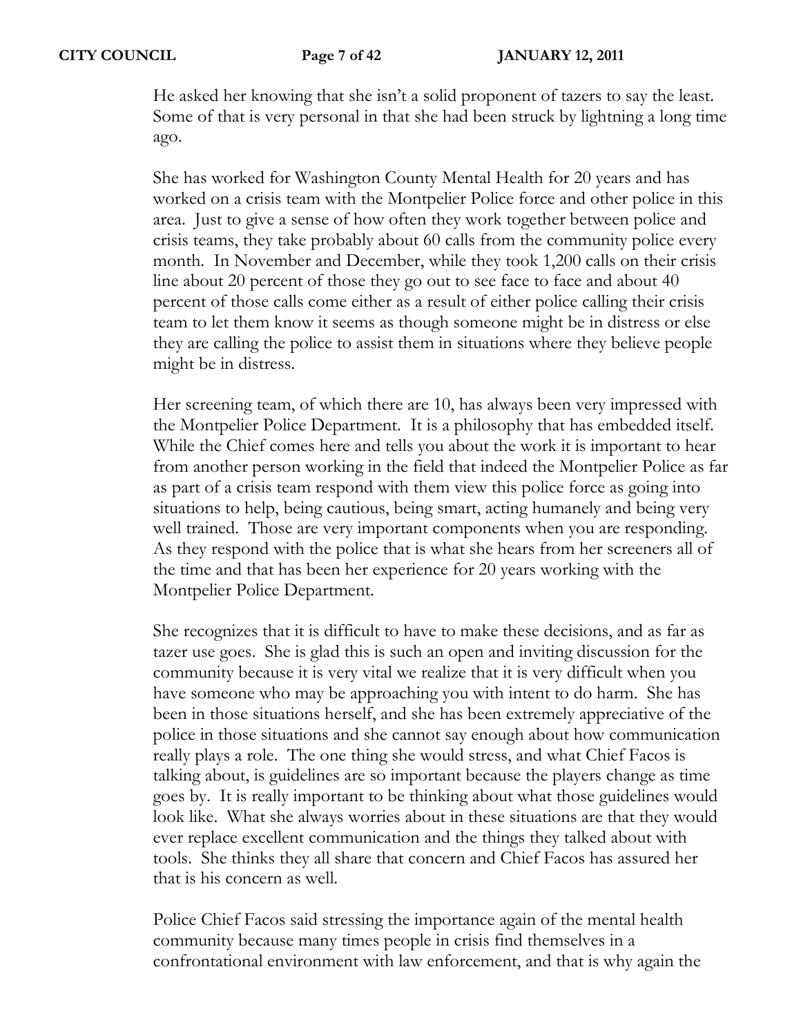He asked her knowing that she isn't a solid proponent of tazers to say the least. Some of that is very personal in that she had been struck by lightning a long time ago.

She has worked for Washington County Mental Health for 20 years and has worked on a crisis team with the Montpelier Police force and other police in this area. Just to give a sense of how often they work together between police and crisis teams, they take probably about 60 calls from the community police every month. In November and December, while they took 1,200 calls on their crisis line about 20 percent of those they go out to see face to face and about 40 percent of those calls come either as a result of either police calling their crisis team to let them know it seems as though someone might be in distress or else they are calling the police to assist them in situations where they believe people might be in distress.

Her screening team, of which there are 10, has always been very impressed with the Montpelier Police Department. It is a philosophy that has embedded itself. While the Chief comes here and tells you about the work it is important to hear from another person working in the field that indeed the Montpelier Police as far as part of a crisis team respond with them view this police force as going into situations to help, being cautious, being smart, acting humanely and being very well trained. Those are very important components when you are responding. As they respond with the police that is what she hears from her screeners all of the time and that has been her experience for 20 years working with the Montpelier Police Department.

She recognizes that it is difficult to have to make these decisions, and as far as tazer use goes. She is glad this is such an open and inviting discussion for the community because it is very vital we realize that it is very difficult when you have someone who may be approaching you with intent to do harm. She has been in those situations herself, and she has been extremely appreciative of the police in those situations and she cannot say enough about how communication really plays a role. The one thing she would stress, and what Chief Facos is talking about, is guidelines are so important because the players change as time goes by. It is really important to be thinking about what those guidelines would look like. What she always worries about in these situations are that they would ever replace excellent communication and the things they talked about with tools. She thinks they all share that concern and Chief Facos has assured her that is his concern as well.

Police Chief Facos said stressing the importance again of the mental health community because many times people in crisis find themselves in a confrontational environment with law enforcement, and that is why again the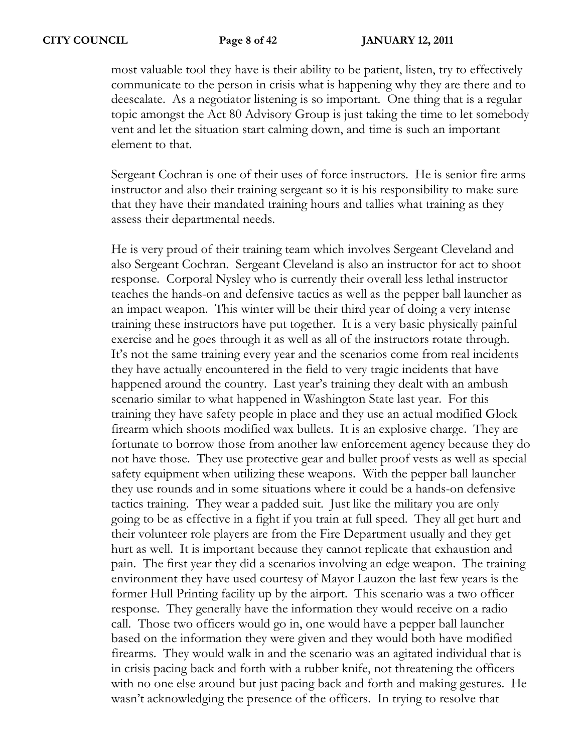most valuable tool they have is their ability to be patient, listen, try to effectively communicate to the person in crisis what is happening why they are there and to deescalate. As a negotiator listening is so important. One thing that is a regular topic amongst the Act 80 Advisory Group is just taking the time to let somebody vent and let the situation start calming down, and time is such an important element to that.

Sergeant Cochran is one of their uses of force instructors. He is senior fire arms instructor and also their training sergeant so it is his responsibility to make sure that they have their mandated training hours and tallies what training as they assess their departmental needs.

He is very proud of their training team which involves Sergeant Cleveland and also Sergeant Cochran. Sergeant Cleveland is also an instructor for act to shoot response. Corporal Nysley who is currently their overall less lethal instructor teaches the hands-on and defensive tactics as well as the pepper ball launcher as an impact weapon. This winter will be their third year of doing a very intense training these instructors have put together. It is a very basic physically painful exercise and he goes through it as well as all of the instructors rotate through. It's not the same training every year and the scenarios come from real incidents they have actually encountered in the field to very tragic incidents that have happened around the country. Last year's training they dealt with an ambush scenario similar to what happened in Washington State last year. For this training they have safety people in place and they use an actual modified Glock firearm which shoots modified wax bullets. It is an explosive charge. They are fortunate to borrow those from another law enforcement agency because they do not have those. They use protective gear and bullet proof vests as well as special safety equipment when utilizing these weapons. With the pepper ball launcher they use rounds and in some situations where it could be a hands-on defensive tactics training. They wear a padded suit. Just like the military you are only going to be as effective in a fight if you train at full speed. They all get hurt and their volunteer role players are from the Fire Department usually and they get hurt as well. It is important because they cannot replicate that exhaustion and pain. The first year they did a scenarios involving an edge weapon. The training environment they have used courtesy of Mayor Lauzon the last few years is the former Hull Printing facility up by the airport. This scenario was a two officer response. They generally have the information they would receive on a radio call. Those two officers would go in, one would have a pepper ball launcher based on the information they were given and they would both have modified firearms. They would walk in and the scenario was an agitated individual that is in crisis pacing back and forth with a rubber knife, not threatening the officers with no one else around but just pacing back and forth and making gestures. He wasn't acknowledging the presence of the officers. In trying to resolve that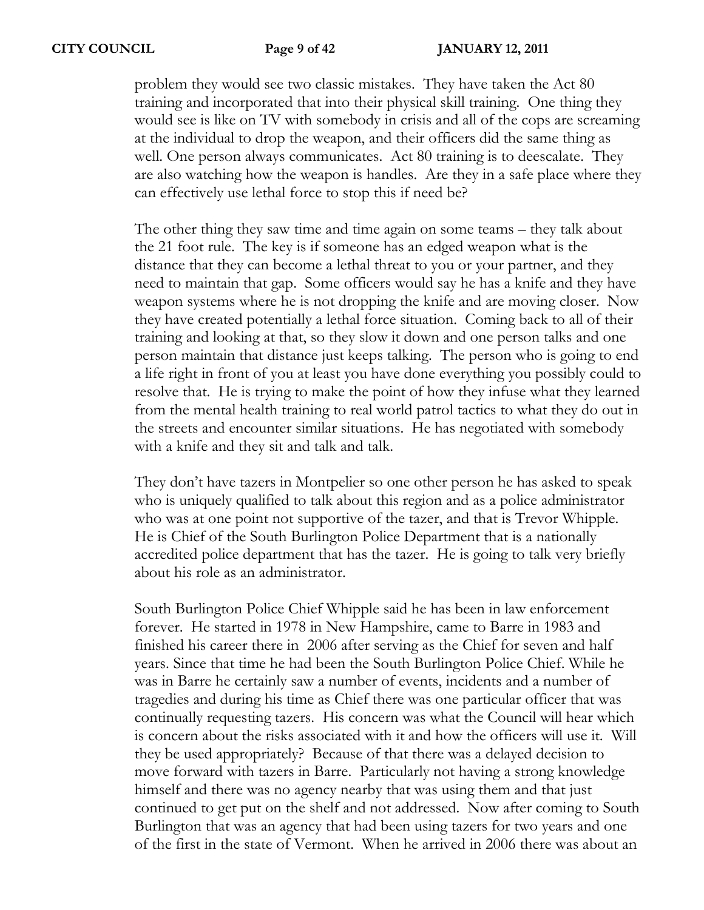problem they would see two classic mistakes. They have taken the Act 80 training and incorporated that into their physical skill training. One thing they would see is like on TV with somebody in crisis and all of the cops are screaming at the individual to drop the weapon, and their officers did the same thing as well. One person always communicates. Act 80 training is to deescalate. They are also watching how the weapon is handles. Are they in a safe place where they can effectively use lethal force to stop this if need be?

The other thing they saw time and time again on some teams – they talk about the 21 foot rule. The key is if someone has an edged weapon what is the distance that they can become a lethal threat to you or your partner, and they need to maintain that gap. Some officers would say he has a knife and they have weapon systems where he is not dropping the knife and are moving closer. Now they have created potentially a lethal force situation. Coming back to all of their training and looking at that, so they slow it down and one person talks and one person maintain that distance just keeps talking. The person who is going to end a life right in front of you at least you have done everything you possibly could to resolve that. He is trying to make the point of how they infuse what they learned from the mental health training to real world patrol tactics to what they do out in the streets and encounter similar situations. He has negotiated with somebody with a knife and they sit and talk and talk.

They don't have tazers in Montpelier so one other person he has asked to speak who is uniquely qualified to talk about this region and as a police administrator who was at one point not supportive of the tazer, and that is Trevor Whipple. He is Chief of the South Burlington Police Department that is a nationally accredited police department that has the tazer. He is going to talk very briefly about his role as an administrator.

South Burlington Police Chief Whipple said he has been in law enforcement forever. He started in 1978 in New Hampshire, came to Barre in 1983 and finished his career there in 2006 after serving as the Chief for seven and half years. Since that time he had been the South Burlington Police Chief. While he was in Barre he certainly saw a number of events, incidents and a number of tragedies and during his time as Chief there was one particular officer that was continually requesting tazers. His concern was what the Council will hear which is concern about the risks associated with it and how the officers will use it. Will they be used appropriately? Because of that there was a delayed decision to move forward with tazers in Barre. Particularly not having a strong knowledge himself and there was no agency nearby that was using them and that just continued to get put on the shelf and not addressed. Now after coming to South Burlington that was an agency that had been using tazers for two years and one of the first in the state of Vermont. When he arrived in 2006 there was about an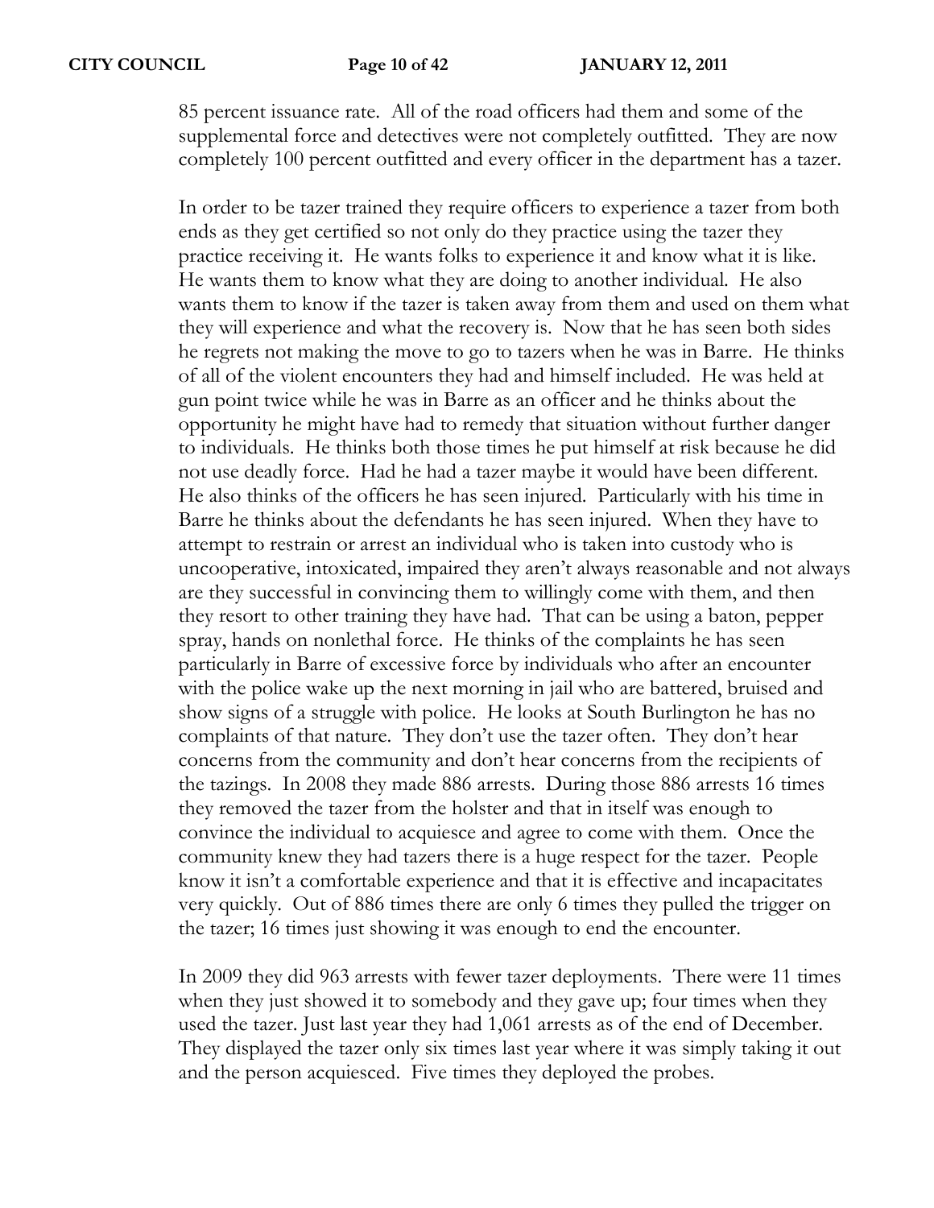85 percent issuance rate. All of the road officers had them and some of the supplemental force and detectives were not completely outfitted. They are now completely 100 percent outfitted and every officer in the department has a tazer.

In order to be tazer trained they require officers to experience a tazer from both ends as they get certified so not only do they practice using the tazer they practice receiving it. He wants folks to experience it and know what it is like. He wants them to know what they are doing to another individual. He also wants them to know if the tazer is taken away from them and used on them what they will experience and what the recovery is. Now that he has seen both sides he regrets not making the move to go to tazers when he was in Barre. He thinks of all of the violent encounters they had and himself included. He was held at gun point twice while he was in Barre as an officer and he thinks about the opportunity he might have had to remedy that situation without further danger to individuals. He thinks both those times he put himself at risk because he did not use deadly force. Had he had a tazer maybe it would have been different. He also thinks of the officers he has seen injured. Particularly with his time in Barre he thinks about the defendants he has seen injured. When they have to attempt to restrain or arrest an individual who is taken into custody who is uncooperative, intoxicated, impaired they aren't always reasonable and not always are they successful in convincing them to willingly come with them, and then they resort to other training they have had. That can be using a baton, pepper spray, hands on nonlethal force. He thinks of the complaints he has seen particularly in Barre of excessive force by individuals who after an encounter with the police wake up the next morning in jail who are battered, bruised and show signs of a struggle with police. He looks at South Burlington he has no complaints of that nature. They don't use the tazer often. They don't hear concerns from the community and don't hear concerns from the recipients of the tazings. In 2008 they made 886 arrests. During those 886 arrests 16 times they removed the tazer from the holster and that in itself was enough to convince the individual to acquiesce and agree to come with them. Once the community knew they had tazers there is a huge respect for the tazer. People know it isn't a comfortable experience and that it is effective and incapacitates very quickly. Out of 886 times there are only 6 times they pulled the trigger on the tazer; 16 times just showing it was enough to end the encounter.

In 2009 they did 963 arrests with fewer tazer deployments. There were 11 times when they just showed it to somebody and they gave up; four times when they used the tazer. Just last year they had 1,061 arrests as of the end of December. They displayed the tazer only six times last year where it was simply taking it out and the person acquiesced. Five times they deployed the probes.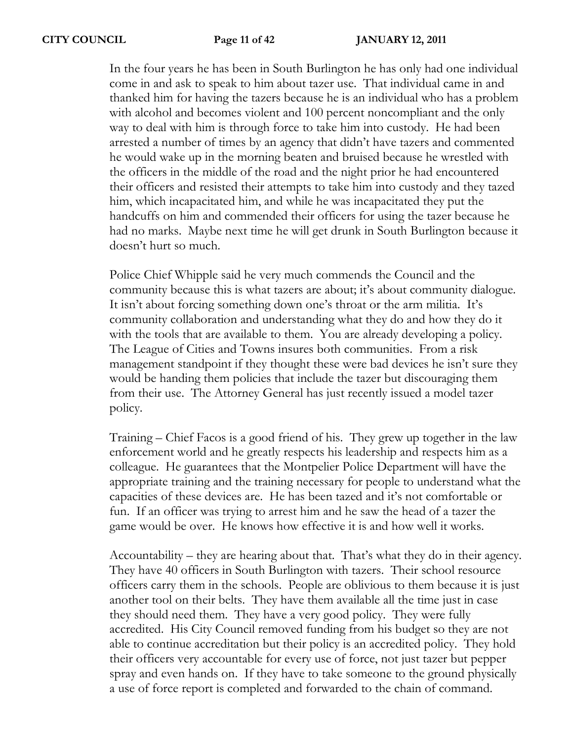In the four years he has been in South Burlington he has only had one individual come in and ask to speak to him about tazer use. That individual came in and thanked him for having the tazers because he is an individual who has a problem with alcohol and becomes violent and 100 percent noncompliant and the only way to deal with him is through force to take him into custody. He had been arrested a number of times by an agency that didn't have tazers and commented he would wake up in the morning beaten and bruised because he wrestled with the officers in the middle of the road and the night prior he had encountered their officers and resisted their attempts to take him into custody and they tazed him, which incapacitated him, and while he was incapacitated they put the handcuffs on him and commended their officers for using the tazer because he had no marks. Maybe next time he will get drunk in South Burlington because it doesn't hurt so much.

Police Chief Whipple said he very much commends the Council and the community because this is what tazers are about; it's about community dialogue. It isn't about forcing something down one's throat or the arm militia. It's community collaboration and understanding what they do and how they do it with the tools that are available to them. You are already developing a policy. The League of Cities and Towns insures both communities. From a risk management standpoint if they thought these were bad devices he isn't sure they would be handing them policies that include the tazer but discouraging them from their use. The Attorney General has just recently issued a model tazer policy.

Training – Chief Facos is a good friend of his. They grew up together in the law enforcement world and he greatly respects his leadership and respects him as a colleague. He guarantees that the Montpelier Police Department will have the appropriate training and the training necessary for people to understand what the capacities of these devices are. He has been tazed and it's not comfortable or fun. If an officer was trying to arrest him and he saw the head of a tazer the game would be over. He knows how effective it is and how well it works.

Accountability – they are hearing about that. That's what they do in their agency. They have 40 officers in South Burlington with tazers. Their school resource officers carry them in the schools. People are oblivious to them because it is just another tool on their belts. They have them available all the time just in case they should need them. They have a very good policy. They were fully accredited. His City Council removed funding from his budget so they are not able to continue accreditation but their policy is an accredited policy. They hold their officers very accountable for every use of force, not just tazer but pepper spray and even hands on. If they have to take someone to the ground physically a use of force report is completed and forwarded to the chain of command.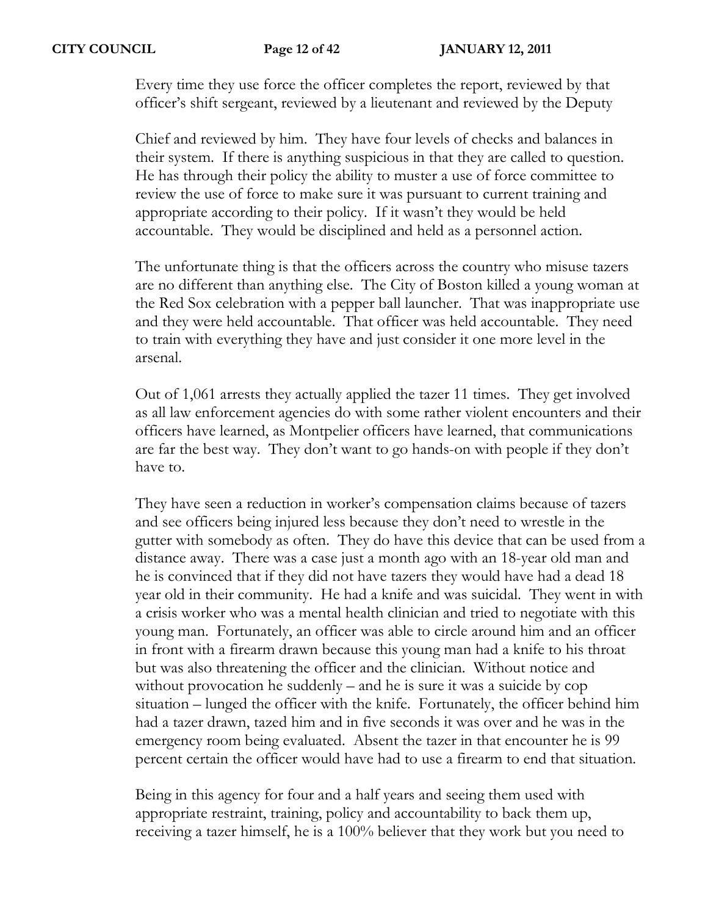Every time they use force the officer completes the report, reviewed by that officer's shift sergeant, reviewed by a lieutenant and reviewed by the Deputy

Chief and reviewed by him. They have four levels of checks and balances in their system. If there is anything suspicious in that they are called to question. He has through their policy the ability to muster a use of force committee to review the use of force to make sure it was pursuant to current training and appropriate according to their policy. If it wasn't they would be held accountable. They would be disciplined and held as a personnel action.

The unfortunate thing is that the officers across the country who misuse tazers are no different than anything else. The City of Boston killed a young woman at the Red Sox celebration with a pepper ball launcher. That was inappropriate use and they were held accountable. That officer was held accountable. They need to train with everything they have and just consider it one more level in the arsenal.

Out of 1,061 arrests they actually applied the tazer 11 times. They get involved as all law enforcement agencies do with some rather violent encounters and their officers have learned, as Montpelier officers have learned, that communications are far the best way. They don't want to go hands-on with people if they don't have to.

They have seen a reduction in worker's compensation claims because of tazers and see officers being injured less because they don't need to wrestle in the gutter with somebody as often. They do have this device that can be used from a distance away. There was a case just a month ago with an 18-year old man and he is convinced that if they did not have tazers they would have had a dead 18 year old in their community. He had a knife and was suicidal. They went in with a crisis worker who was a mental health clinician and tried to negotiate with this young man. Fortunately, an officer was able to circle around him and an officer in front with a firearm drawn because this young man had a knife to his throat but was also threatening the officer and the clinician. Without notice and without provocation he suddenly – and he is sure it was a suicide by cop situation – lunged the officer with the knife. Fortunately, the officer behind him had a tazer drawn, tazed him and in five seconds it was over and he was in the emergency room being evaluated. Absent the tazer in that encounter he is 99 percent certain the officer would have had to use a firearm to end that situation.

Being in this agency for four and a half years and seeing them used with appropriate restraint, training, policy and accountability to back them up, receiving a tazer himself, he is a 100% believer that they work but you need to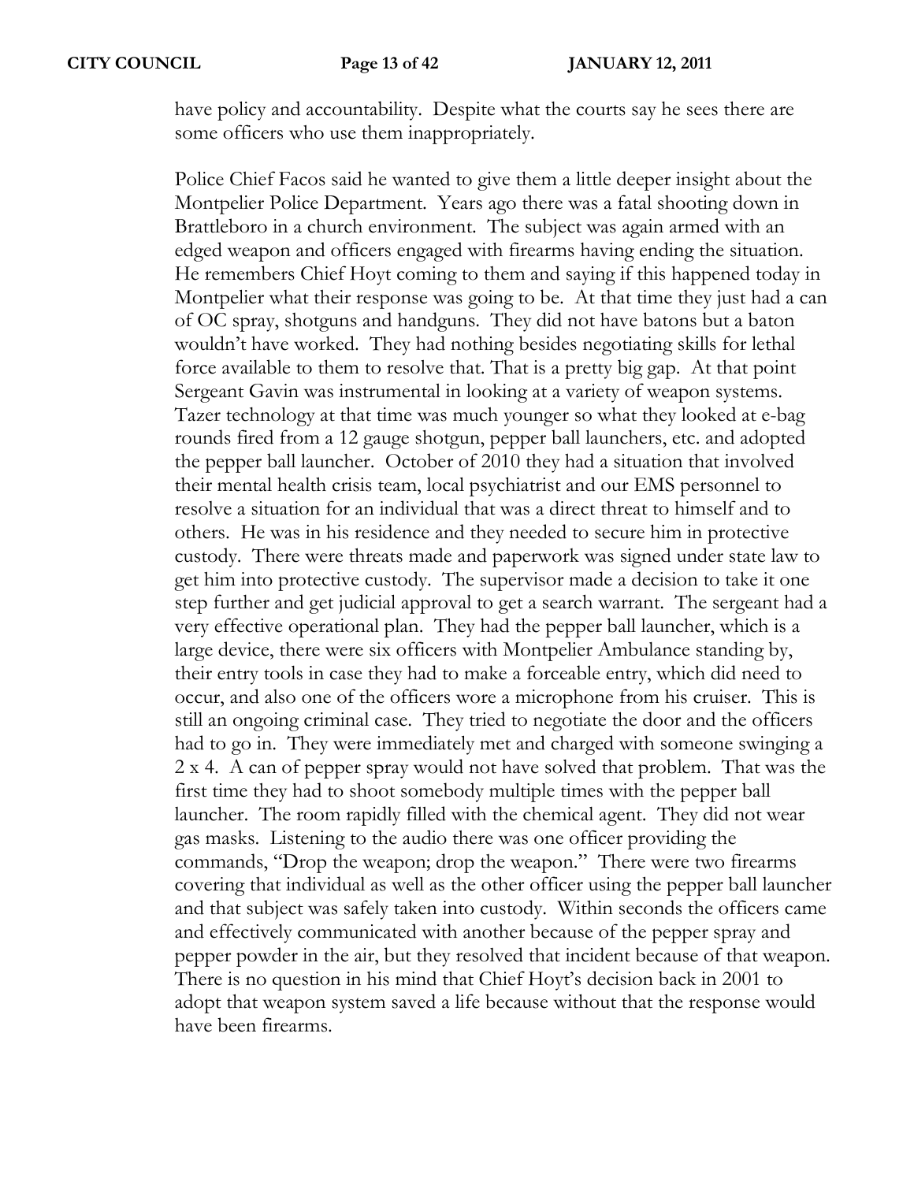have policy and accountability. Despite what the courts say he sees there are some officers who use them inappropriately.

Police Chief Facos said he wanted to give them a little deeper insight about the Montpelier Police Department. Years ago there was a fatal shooting down in Brattleboro in a church environment. The subject was again armed with an edged weapon and officers engaged with firearms having ending the situation. He remembers Chief Hoyt coming to them and saying if this happened today in Montpelier what their response was going to be. At that time they just had a can of OC spray, shotguns and handguns. They did not have batons but a baton wouldn't have worked. They had nothing besides negotiating skills for lethal force available to them to resolve that. That is a pretty big gap. At that point Sergeant Gavin was instrumental in looking at a variety of weapon systems. Tazer technology at that time was much younger so what they looked at e-bag rounds fired from a 12 gauge shotgun, pepper ball launchers, etc. and adopted the pepper ball launcher. October of 2010 they had a situation that involved their mental health crisis team, local psychiatrist and our EMS personnel to resolve a situation for an individual that was a direct threat to himself and to others. He was in his residence and they needed to secure him in protective custody. There were threats made and paperwork was signed under state law to get him into protective custody. The supervisor made a decision to take it one step further and get judicial approval to get a search warrant. The sergeant had a very effective operational plan. They had the pepper ball launcher, which is a large device, there were six officers with Montpelier Ambulance standing by, their entry tools in case they had to make a forceable entry, which did need to occur, and also one of the officers wore a microphone from his cruiser. This is still an ongoing criminal case. They tried to negotiate the door and the officers had to go in. They were immediately met and charged with someone swinging a 2 x 4. A can of pepper spray would not have solved that problem. That was the first time they had to shoot somebody multiple times with the pepper ball launcher. The room rapidly filled with the chemical agent. They did not wear gas masks. Listening to the audio there was one officer providing the commands, "Drop the weapon; drop the weapon." There were two firearms covering that individual as well as the other officer using the pepper ball launcher and that subject was safely taken into custody. Within seconds the officers came and effectively communicated with another because of the pepper spray and pepper powder in the air, but they resolved that incident because of that weapon. There is no question in his mind that Chief Hoyt's decision back in 2001 to adopt that weapon system saved a life because without that the response would have been firearms.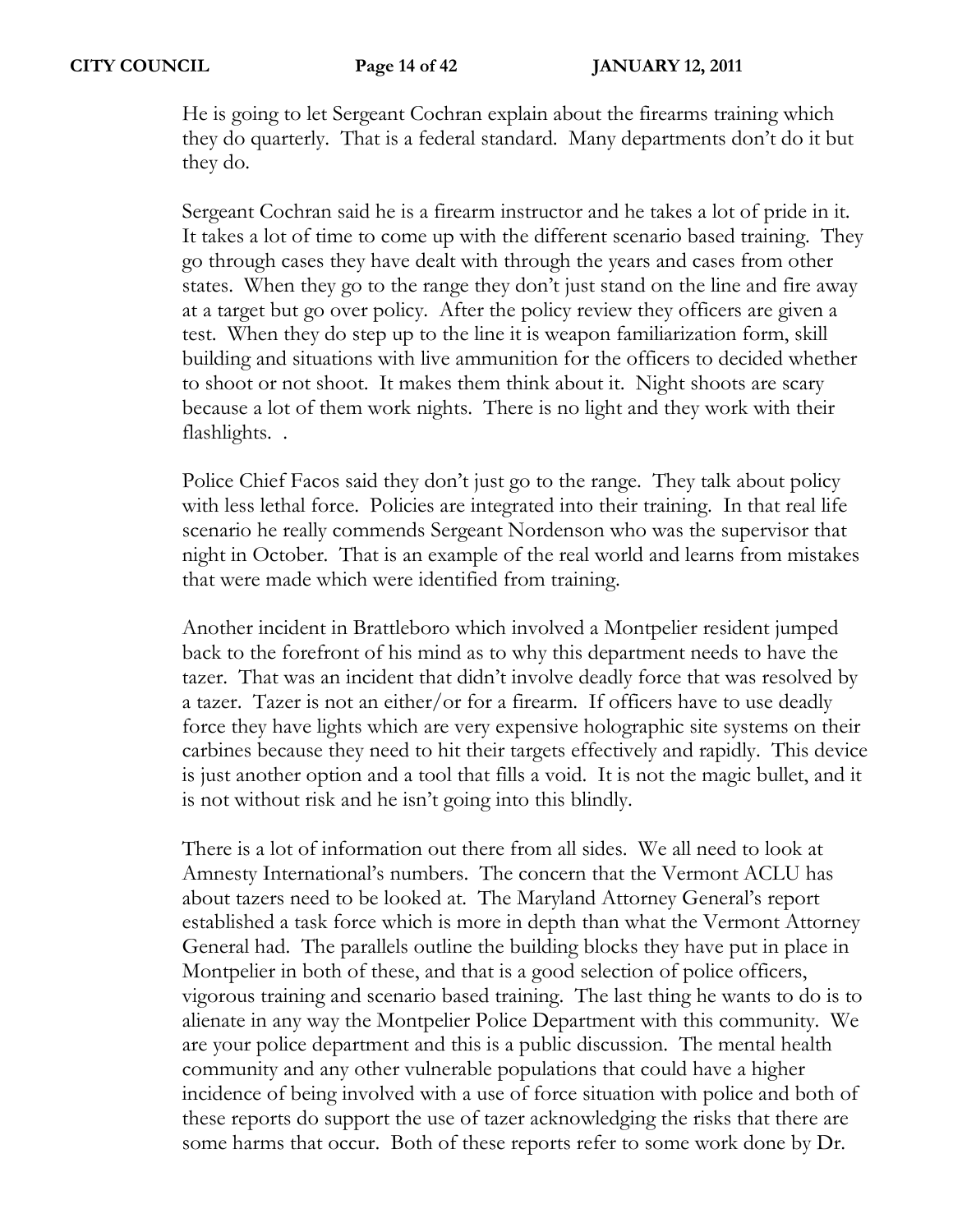He is going to let Sergeant Cochran explain about the firearms training which they do quarterly. That is a federal standard. Many departments don't do it but they do.

Sergeant Cochran said he is a firearm instructor and he takes a lot of pride in it. It takes a lot of time to come up with the different scenario based training. They go through cases they have dealt with through the years and cases from other states. When they go to the range they don't just stand on the line and fire away at a target but go over policy. After the policy review they officers are given a test. When they do step up to the line it is weapon familiarization form, skill building and situations with live ammunition for the officers to decided whether to shoot or not shoot. It makes them think about it. Night shoots are scary because a lot of them work nights. There is no light and they work with their flashlights. .

Police Chief Facos said they don't just go to the range. They talk about policy with less lethal force. Policies are integrated into their training. In that real life scenario he really commends Sergeant Nordenson who was the supervisor that night in October. That is an example of the real world and learns from mistakes that were made which were identified from training.

Another incident in Brattleboro which involved a Montpelier resident jumped back to the forefront of his mind as to why this department needs to have the tazer. That was an incident that didn't involve deadly force that was resolved by a tazer. Tazer is not an either/or for a firearm. If officers have to use deadly force they have lights which are very expensive holographic site systems on their carbines because they need to hit their targets effectively and rapidly. This device is just another option and a tool that fills a void. It is not the magic bullet, and it is not without risk and he isn't going into this blindly.

There is a lot of information out there from all sides. We all need to look at Amnesty International's numbers. The concern that the Vermont ACLU has about tazers need to be looked at. The Maryland Attorney General's report established a task force which is more in depth than what the Vermont Attorney General had. The parallels outline the building blocks they have put in place in Montpelier in both of these, and that is a good selection of police officers, vigorous training and scenario based training. The last thing he wants to do is to alienate in any way the Montpelier Police Department with this community. We are your police department and this is a public discussion. The mental health community and any other vulnerable populations that could have a higher incidence of being involved with a use of force situation with police and both of these reports do support the use of tazer acknowledging the risks that there are some harms that occur. Both of these reports refer to some work done by Dr.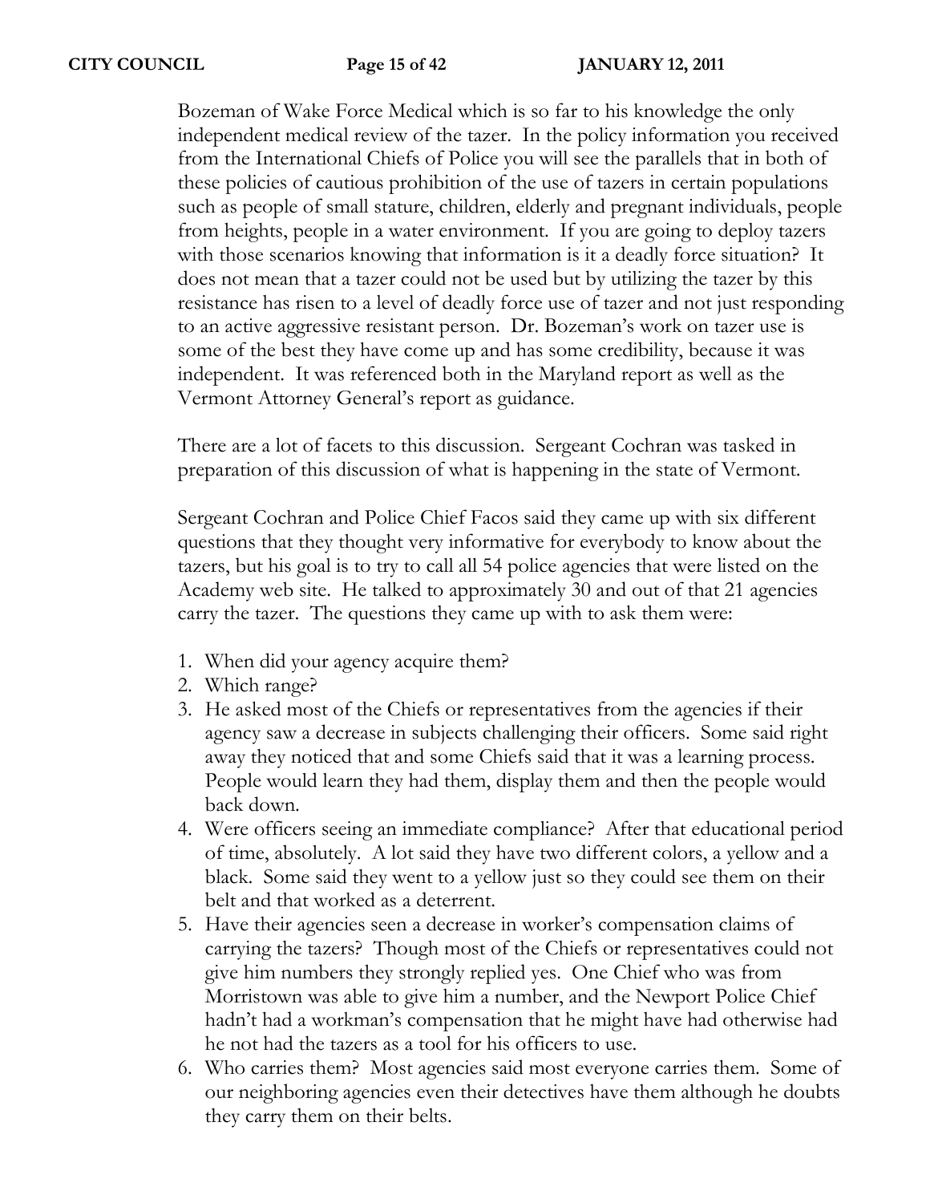Bozeman of Wake Force Medical which is so far to his knowledge the only independent medical review of the tazer. In the policy information you received from the International Chiefs of Police you will see the parallels that in both of these policies of cautious prohibition of the use of tazers in certain populations such as people of small stature, children, elderly and pregnant individuals, people from heights, people in a water environment. If you are going to deploy tazers with those scenarios knowing that information is it a deadly force situation? It does not mean that a tazer could not be used but by utilizing the tazer by this resistance has risen to a level of deadly force use of tazer and not just responding to an active aggressive resistant person. Dr. Bozeman's work on tazer use is some of the best they have come up and has some credibility, because it was independent. It was referenced both in the Maryland report as well as the Vermont Attorney General's report as guidance.

There are a lot of facets to this discussion. Sergeant Cochran was tasked in preparation of this discussion of what is happening in the state of Vermont.

Sergeant Cochran and Police Chief Facos said they came up with six different questions that they thought very informative for everybody to know about the tazers, but his goal is to try to call all 54 police agencies that were listed on the Academy web site. He talked to approximately 30 and out of that 21 agencies carry the tazer. The questions they came up with to ask them were:

1. When did your agency acquire them?
2. Which range?
3. He asked most of the Chiefs or representatives from the agencies if their agency saw a decrease in subjects challenging their officers. Some said right away they noticed that and some Chiefs said that it was a learning process. People would learn they had them, display them and then the people would back down.
4. Were officers seeing an immediate compliance? After that educational period of time, absolutely. A lot said they have two different colors, a yellow and a black. Some said they went to a yellow just so they could see them on their belt and that worked as a deterrent.
5. Have their agencies seen a decrease in worker's compensation claims of carrying the tazers? Though most of the Chiefs or representatives could not give him numbers they strongly replied yes. One Chief who was from Morristown was able to give him a number, and the Newport Police Chief hadn't had a workman's compensation that he might have had otherwise had he not had the tazers as a tool for his officers to use.
6. Who carries them? Most agencies said most everyone carries them. Some of our neighboring agencies even their detectives have them although he doubts they carry them on their belts.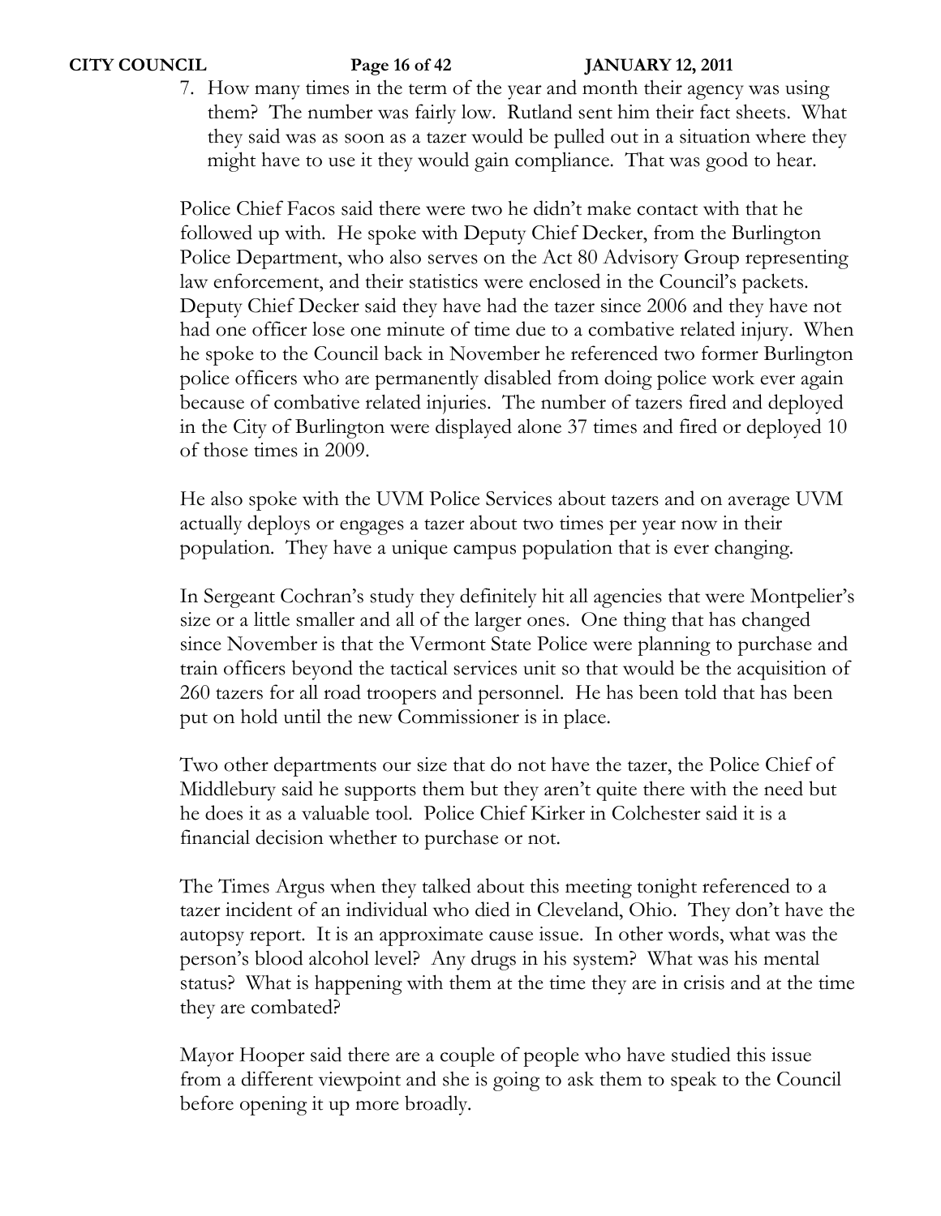7. How many times in the term of the year and month their agency was using them? The number was fairly low. Rutland sent him their fact sheets. What they said was as soon as a tazer would be pulled out in a situation where they might have to use it they would gain compliance. That was good to hear.

Police Chief Facos said there were two he didn't make contact with that he followed up with. He spoke with Deputy Chief Decker, from the Burlington Police Department, who also serves on the Act 80 Advisory Group representing law enforcement, and their statistics were enclosed in the Council's packets. Deputy Chief Decker said they have had the tazer since 2006 and they have not had one officer lose one minute of time due to a combative related injury. When he spoke to the Council back in November he referenced two former Burlington police officers who are permanently disabled from doing police work ever again because of combative related injuries. The number of tazers fired and deployed in the City of Burlington were displayed alone 37 times and fired or deployed 10 of those times in 2009.

He also spoke with the UVM Police Services about tazers and on average UVM actually deploys or engages a tazer about two times per year now in their population. They have a unique campus population that is ever changing.

In Sergeant Cochran's study they definitely hit all agencies that were Montpelier's size or a little smaller and all of the larger ones. One thing that has changed since November is that the Vermont State Police were planning to purchase and train officers beyond the tactical services unit so that would be the acquisition of 260 tazers for all road troopers and personnel. He has been told that has been put on hold until the new Commissioner is in place.

Two other departments our size that do not have the tazer, the Police Chief of Middlebury said he supports them but they aren't quite there with the need but he does it as a valuable tool. Police Chief Kirker in Colchester said it is a financial decision whether to purchase or not.

The Times Argus when they talked about this meeting tonight referenced to a tazer incident of an individual who died in Cleveland, Ohio. They don't have the autopsy report. It is an approximate cause issue. In other words, what was the person's blood alcohol level? Any drugs in his system? What was his mental status? What is happening with them at the time they are in crisis and at the time they are combated?

Mayor Hooper said there are a couple of people who have studied this issue from a different viewpoint and she is going to ask them to speak to the Council before opening it up more broadly.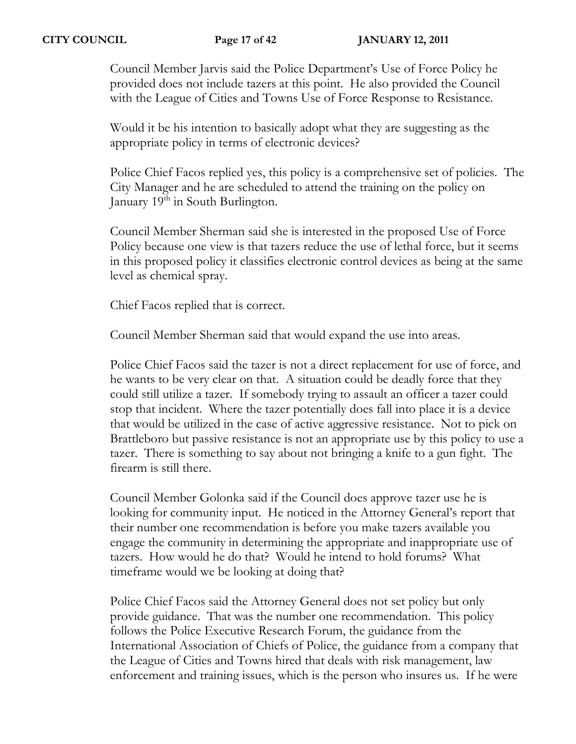Council Member Jarvis said the Police Department's Use of Force Policy he provided does not include tazers at this point. He also provided the Council with the League of Cities and Towns Use of Force Response to Resistance.

Would it be his intention to basically adopt what they are suggesting as the appropriate policy in terms of electronic devices?

Police Chief Facos replied yes, this policy is a comprehensive set of policies. The City Manager and he are scheduled to attend the training on the policy on January 19th in South Burlington.

Council Member Sherman said she is interested in the proposed Use of Force Policy because one view is that tazers reduce the use of lethal force, but it seems in this proposed policy it classifies electronic control devices as being at the same level as chemical spray.

Chief Facos replied that is correct.

Council Member Sherman said that would expand the use into areas.

Police Chief Facos said the tazer is not a direct replacement for use of force, and he wants to be very clear on that. A situation could be deadly force that they could still utilize a tazer. If somebody trying to assault an officer a tazer could stop that incident. Where the tazer potentially does fall into place it is a device that would be utilized in the case of active aggressive resistance. Not to pick on Brattleboro but passive resistance is not an appropriate use by this policy to use a tazer. There is something to say about not bringing a knife to a gun fight. The firearm is still there.

Council Member Golonka said if the Council does approve tazer use he is looking for community input. He noticed in the Attorney General's report that their number one recommendation is before you make tazers available you engage the community in determining the appropriate and inappropriate use of tazers. How would he do that? Would he intend to hold forums? What timeframe would we be looking at doing that?

Police Chief Facos said the Attorney General does not set policy but only provide guidance. That was the number one recommendation. This policy follows the Police Executive Research Forum, the guidance from the International Association of Chiefs of Police, the guidance from a company that the League of Cities and Towns hired that deals with risk management, law enforcement and training issues, which is the person who insures us. If he were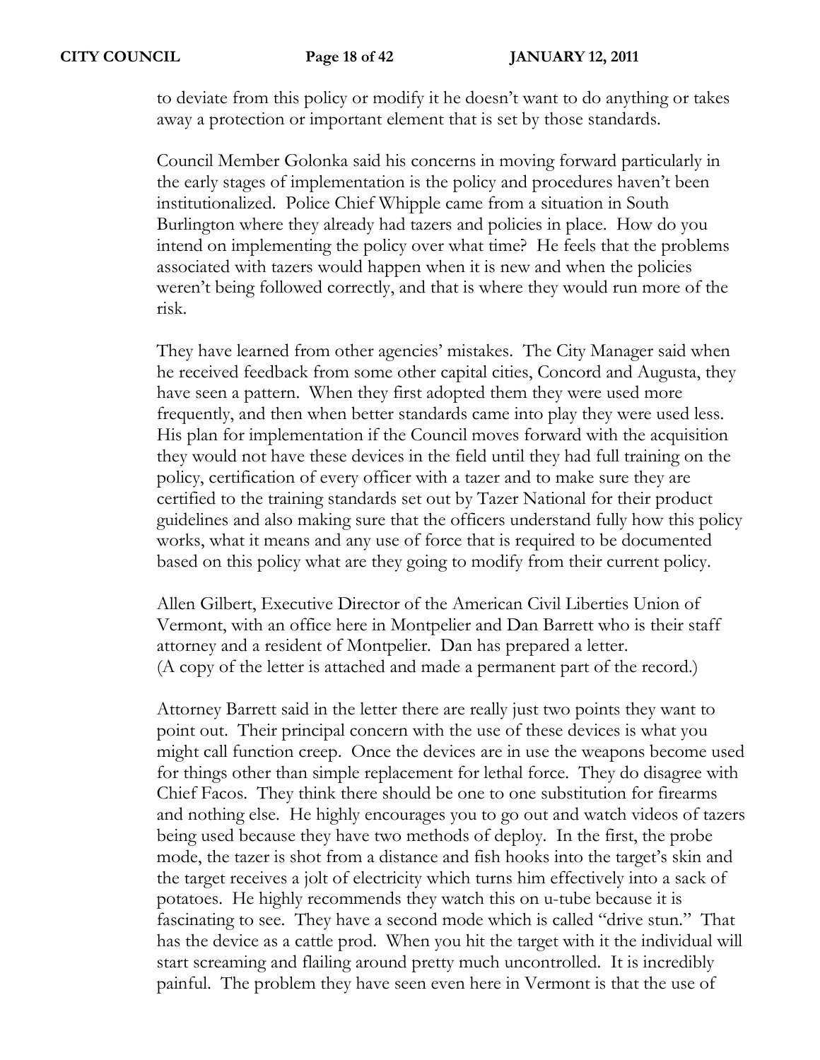to deviate from this policy or modify it he doesn't want to do anything or takes away a protection or important element that is set by those standards.

Council Member Golonka said his concerns in moving forward particularly in the early stages of implementation is the policy and procedures haven't been institutionalized. Police Chief Whipple came from a situation in South Burlington where they already had tazers and policies in place. How do you intend on implementing the policy over what time? He feels that the problems associated with tazers would happen when it is new and when the policies weren't being followed correctly, and that is where they would run more of the risk.

They have learned from other agencies' mistakes. The City Manager said when he received feedback from some other capital cities, Concord and Augusta, they have seen a pattern. When they first adopted them they were used more frequently, and then when better standards came into play they were used less. His plan for implementation if the Council moves forward with the acquisition they would not have these devices in the field until they had full training on the policy, certification of every officer with a tazer and to make sure they are certified to the training standards set out by Tazer National for their product guidelines and also making sure that the officers understand fully how this policy works, what it means and any use of force that is required to be documented based on this policy what are they going to modify from their current policy.

Allen Gilbert, Executive Director of the American Civil Liberties Union of Vermont, with an office here in Montpelier and Dan Barrett who is their staff attorney and a resident of Montpelier. Dan has prepared a letter. (A copy of the letter is attached and made a permanent part of the record.)

Attorney Barrett said in the letter there are really just two points they want to point out. Their principal concern with the use of these devices is what you might call function creep. Once the devices are in use the weapons become used for things other than simple replacement for lethal force. They do disagree with Chief Facos. They think there should be one to one substitution for firearms and nothing else. He highly encourages you to go out and watch videos of tazers being used because they have two methods of deploy. In the first, the probe mode, the tazer is shot from a distance and fish hooks into the target's skin and the target receives a jolt of electricity which turns him effectively into a sack of potatoes. He highly recommends they watch this on u-tube because it is fascinating to see. They have a second mode which is called "drive stun." That has the device as a cattle prod. When you hit the target with it the individual will start screaming and flailing around pretty much uncontrolled. It is incredibly painful. The problem they have seen even here in Vermont is that the use of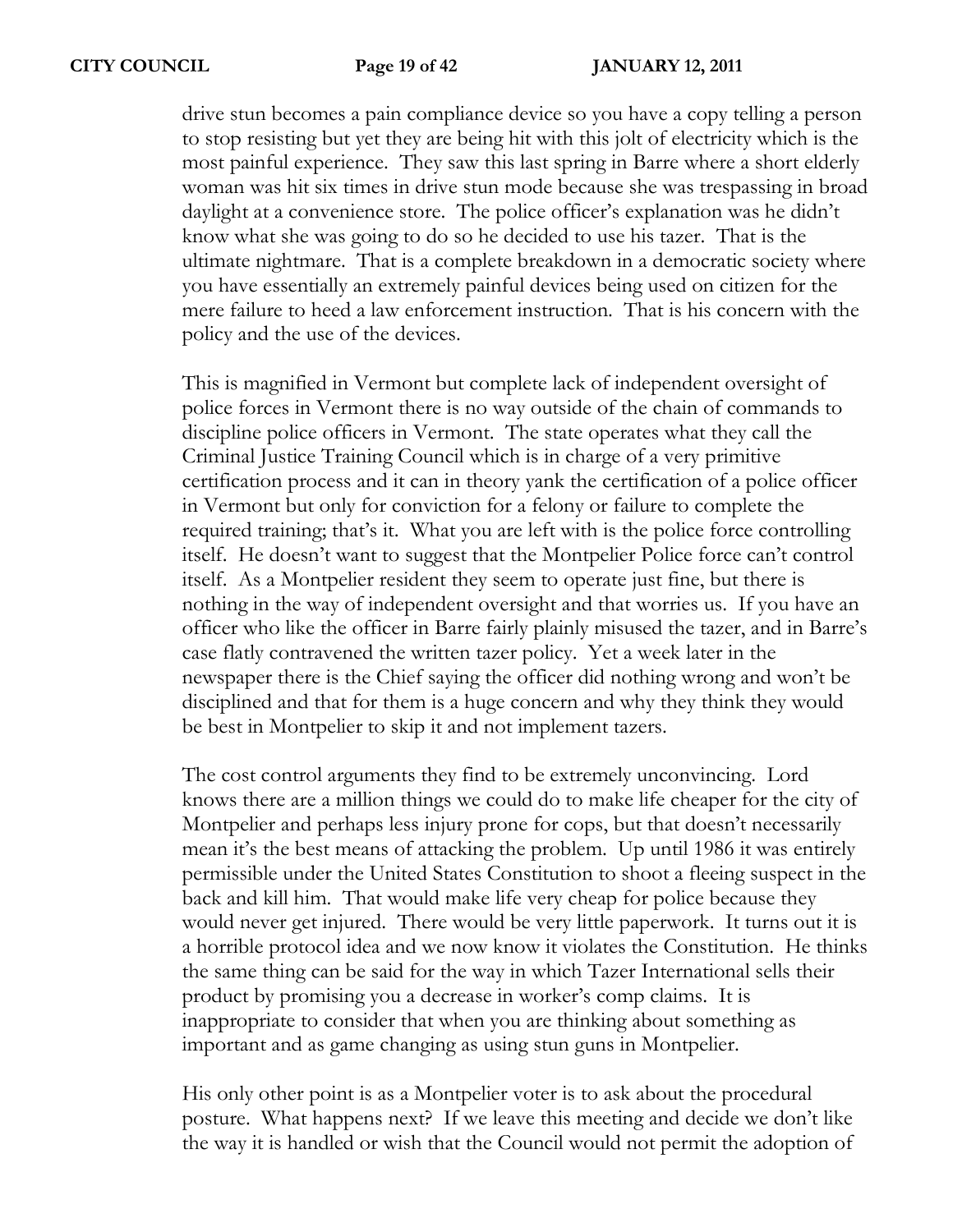drive stun becomes a pain compliance device so you have a copy telling a person to stop resisting but yet they are being hit with this jolt of electricity which is the most painful experience. They saw this last spring in Barre where a short elderly woman was hit six times in drive stun mode because she was trespassing in broad daylight at a convenience store. The police officer's explanation was he didn't know what she was going to do so he decided to use his tazer. That is the ultimate nightmare. That is a complete breakdown in a democratic society where you have essentially an extremely painful devices being used on citizen for the mere failure to heed a law enforcement instruction. That is his concern with the policy and the use of the devices.

This is magnified in Vermont but complete lack of independent oversight of police forces in Vermont there is no way outside of the chain of commands to discipline police officers in Vermont. The state operates what they call the Criminal Justice Training Council which is in charge of a very primitive certification process and it can in theory yank the certification of a police officer in Vermont but only for conviction for a felony or failure to complete the required training; that's it. What you are left with is the police force controlling itself. He doesn't want to suggest that the Montpelier Police force can't control itself. As a Montpelier resident they seem to operate just fine, but there is nothing in the way of independent oversight and that worries us. If you have an officer who like the officer in Barre fairly plainly misused the tazer, and in Barre's case flatly contravened the written tazer policy. Yet a week later in the newspaper there is the Chief saying the officer did nothing wrong and won't be disciplined and that for them is a huge concern and why they think they would be best in Montpelier to skip it and not implement tazers.

The cost control arguments they find to be extremely unconvincing. Lord knows there are a million things we could do to make life cheaper for the city of Montpelier and perhaps less injury prone for cops, but that doesn't necessarily mean it's the best means of attacking the problem. Up until 1986 it was entirely permissible under the United States Constitution to shoot a fleeing suspect in the back and kill him. That would make life very cheap for police because they would never get injured. There would be very little paperwork. It turns out it is a horrible protocol idea and we now know it violates the Constitution. He thinks the same thing can be said for the way in which Tazer International sells their product by promising you a decrease in worker's comp claims. It is inappropriate to consider that when you are thinking about something as important and as game changing as using stun guns in Montpelier.

His only other point is as a Montpelier voter is to ask about the procedural posture. What happens next? If we leave this meeting and decide we don't like the way it is handled or wish that the Council would not permit the adoption of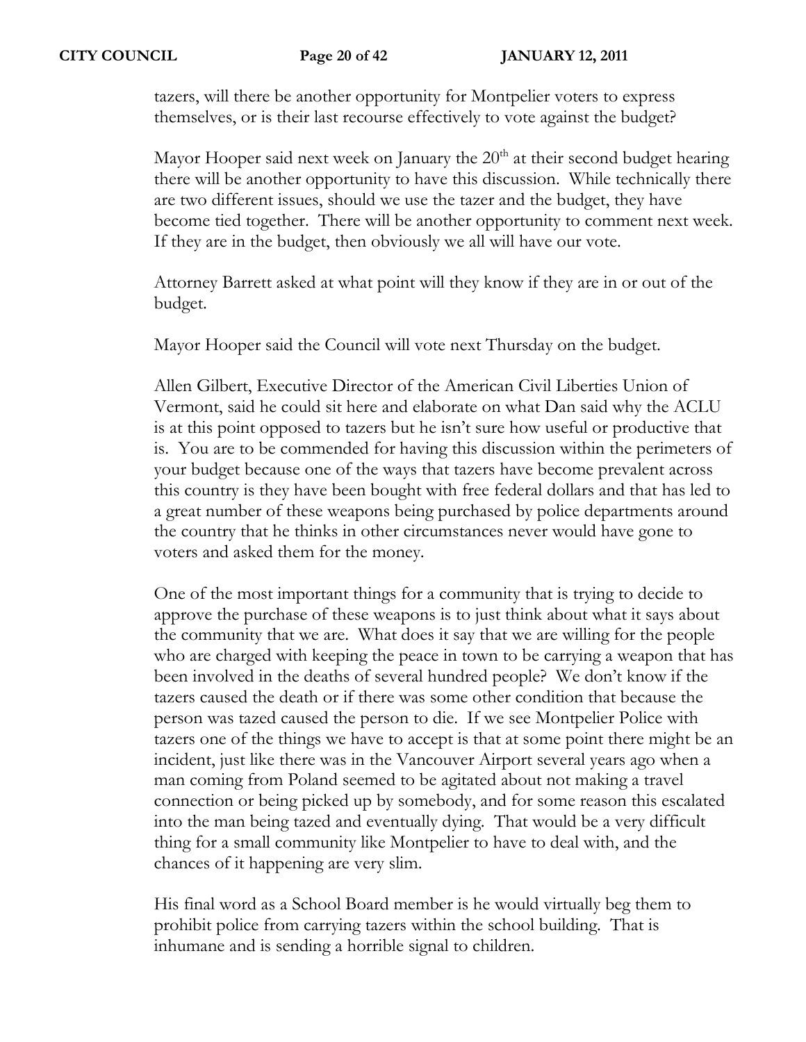tazers, will there be another opportunity for Montpelier voters to express themselves, or is their last recourse effectively to vote against the budget?

Mayor Hooper said next week on January the 20th at their second budget hearing there will be another opportunity to have this discussion. While technically there are two different issues, should we use the tazer and the budget, they have become tied together. There will be another opportunity to comment next week. If they are in the budget, then obviously we all will have our vote.

Attorney Barrett asked at what point will they know if they are in or out of the budget.

Mayor Hooper said the Council will vote next Thursday on the budget.

Allen Gilbert, Executive Director of the American Civil Liberties Union of Vermont, said he could sit here and elaborate on what Dan said why the ACLU is at this point opposed to tazers but he isn't sure how useful or productive that is. You are to be commended for having this discussion within the perimeters of your budget because one of the ways that tazers have become prevalent across this country is they have been bought with free federal dollars and that has led to a great number of these weapons being purchased by police departments around the country that he thinks in other circumstances never would have gone to voters and asked them for the money.

One of the most important things for a community that is trying to decide to approve the purchase of these weapons is to just think about what it says about the community that we are. What does it say that we are willing for the people who are charged with keeping the peace in town to be carrying a weapon that has been involved in the deaths of several hundred people? We don't know if the tazers caused the death or if there was some other condition that because the person was tazed caused the person to die. If we see Montpelier Police with tazers one of the things we have to accept is that at some point there might be an incident, just like there was in the Vancouver Airport several years ago when a man coming from Poland seemed to be agitated about not making a travel connection or being picked up by somebody, and for some reason this escalated into the man being tazed and eventually dying. That would be a very difficult thing for a small community like Montpelier to have to deal with, and the chances of it happening are very slim.

His final word as a School Board member is he would virtually beg them to prohibit police from carrying tazers within the school building. That is inhumane and is sending a horrible signal to children.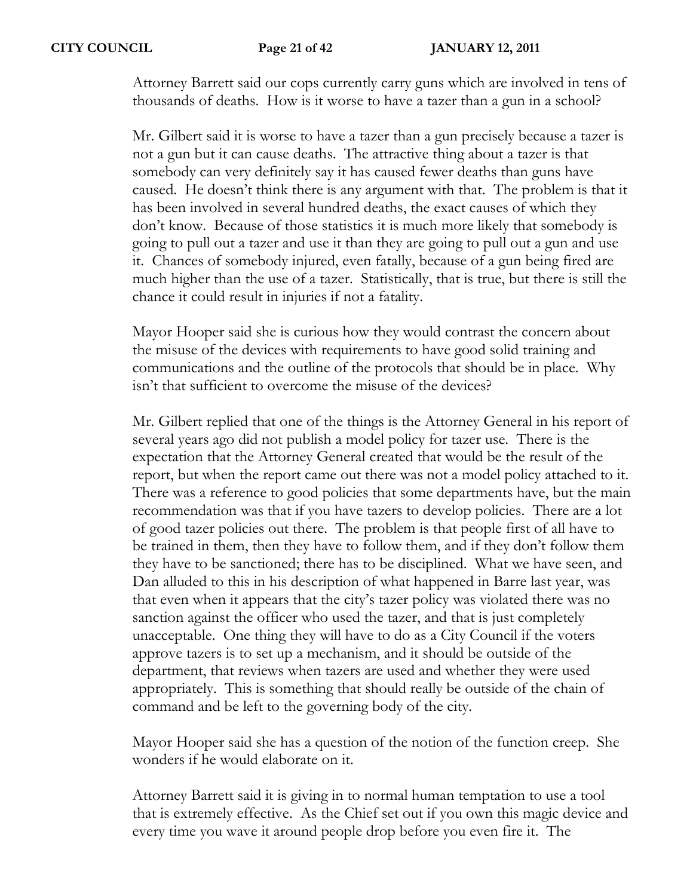Attorney Barrett said our cops currently carry guns which are involved in tens of thousands of deaths. How is it worse to have a tazer than a gun in a school?

Mr. Gilbert said it is worse to have a tazer than a gun precisely because a tazer is not a gun but it can cause deaths. The attractive thing about a tazer is that somebody can very definitely say it has caused fewer deaths than guns have caused. He doesn't think there is any argument with that. The problem is that it has been involved in several hundred deaths, the exact causes of which they don't know. Because of those statistics it is much more likely that somebody is going to pull out a tazer and use it than they are going to pull out a gun and use it. Chances of somebody injured, even fatally, because of a gun being fired are much higher than the use of a tazer. Statistically, that is true, but there is still the chance it could result in injuries if not a fatality.

Mayor Hooper said she is curious how they would contrast the concern about the misuse of the devices with requirements to have good solid training and communications and the outline of the protocols that should be in place. Why isn't that sufficient to overcome the misuse of the devices?

Mr. Gilbert replied that one of the things is the Attorney General in his report of several years ago did not publish a model policy for tazer use. There is the expectation that the Attorney General created that would be the result of the report, but when the report came out there was not a model policy attached to it. There was a reference to good policies that some departments have, but the main recommendation was that if you have tazers to develop policies. There are a lot of good tazer policies out there. The problem is that people first of all have to be trained in them, then they have to follow them, and if they don't follow them they have to be sanctioned; there has to be disciplined. What we have seen, and Dan alluded to this in his description of what happened in Barre last year, was that even when it appears that the city's tazer policy was violated there was no sanction against the officer who used the tazer, and that is just completely unacceptable. One thing they will have to do as a City Council if the voters approve tazers is to set up a mechanism, and it should be outside of the department, that reviews when tazers are used and whether they were used appropriately. This is something that should really be outside of the chain of command and be left to the governing body of the city.

Mayor Hooper said she has a question of the notion of the function creep. She wonders if he would elaborate on it.

Attorney Barrett said it is giving in to normal human temptation to use a tool that is extremely effective. As the Chief set out if you own this magic device and every time you wave it around people drop before you even fire it. The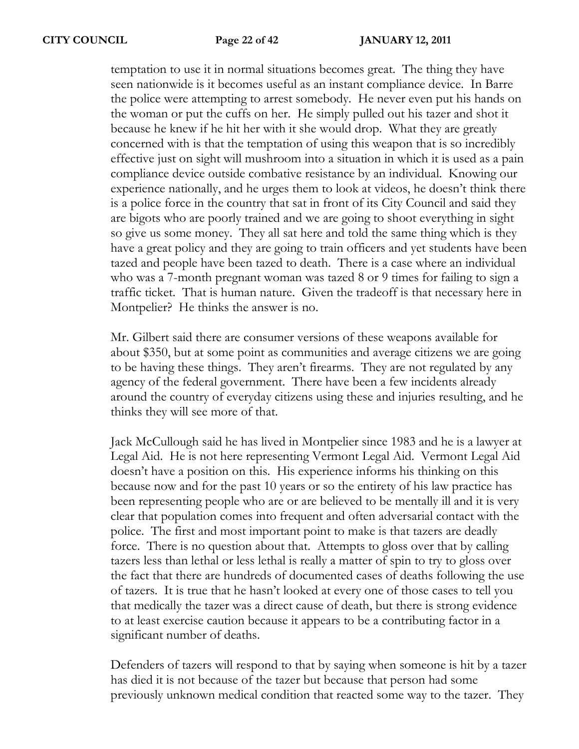temptation to use it in normal situations becomes great. The thing they have seen nationwide is it becomes useful as an instant compliance device. In Barre the police were attempting to arrest somebody. He never even put his hands on the woman or put the cuffs on her. He simply pulled out his tazer and shot it because he knew if he hit her with it she would drop. What they are greatly concerned with is that the temptation of using this weapon that is so incredibly effective just on sight will mushroom into a situation in which it is used as a pain compliance device outside combative resistance by an individual. Knowing our experience nationally, and he urges them to look at videos, he doesn't think there is a police force in the country that sat in front of its City Council and said they are bigots who are poorly trained and we are going to shoot everything in sight so give us some money. They all sat here and told the same thing which is they have a great policy and they are going to train officers and yet students have been tazed and people have been tazed to death. There is a case where an individual who was a 7-month pregnant woman was tazed 8 or 9 times for failing to sign a traffic ticket. That is human nature. Given the tradeoff is that necessary here in Montpelier? He thinks the answer is no.

Mr. Gilbert said there are consumer versions of these weapons available for about $350, but at some point as communities and average citizens we are going to be having these things. They aren't firearms. They are not regulated by any agency of the federal government. There have been a few incidents already around the country of everyday citizens using these and injuries resulting, and he thinks they will see more of that.

Jack McCullough said he has lived in Montpelier since 1983 and he is a lawyer at Legal Aid. He is not here representing Vermont Legal Aid. Vermont Legal Aid doesn't have a position on this. His experience informs his thinking on this because now and for the past 10 years or so the entirety of his law practice has been representing people who are or are believed to be mentally ill and it is very clear that population comes into frequent and often adversarial contact with the police. The first and most important point to make is that tazers are deadly force. There is no question about that. Attempts to gloss over that by calling tazers less than lethal or less lethal is really a matter of spin to try to gloss over the fact that there are hundreds of documented cases of deaths following the use of tazers. It is true that he hasn't looked at every one of those cases to tell you that medically the tazer was a direct cause of death, but there is strong evidence to at least exercise caution because it appears to be a contributing factor in a significant number of deaths.

Defenders of tazers will respond to that by saying when someone is hit by a tazer has died it is not because of the tazer but because that person had some previously unknown medical condition that reacted some way to the tazer. They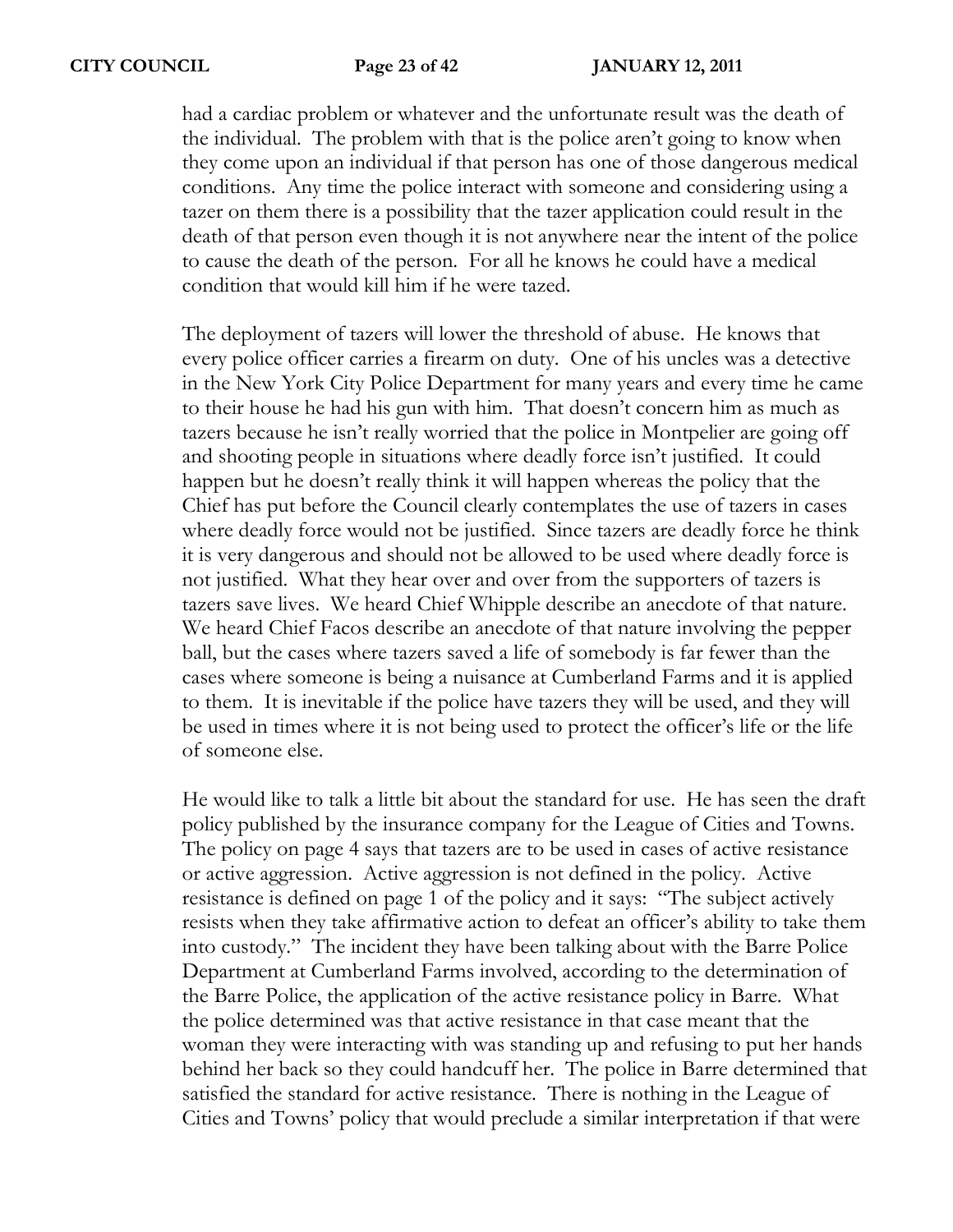had a cardiac problem or whatever and the unfortunate result was the death of the individual. The problem with that is the police aren't going to know when they come upon an individual if that person has one of those dangerous medical conditions. Any time the police interact with someone and considering using a tazer on them there is a possibility that the tazer application could result in the death of that person even though it is not anywhere near the intent of the police to cause the death of the person. For all he knows he could have a medical condition that would kill him if he were tazed.

The deployment of tazers will lower the threshold of abuse. He knows that every police officer carries a firearm on duty. One of his uncles was a detective in the New York City Police Department for many years and every time he came to their house he had his gun with him. That doesn't concern him as much as tazers because he isn't really worried that the police in Montpelier are going off and shooting people in situations where deadly force isn't justified. It could happen but he doesn't really think it will happen whereas the policy that the Chief has put before the Council clearly contemplates the use of tazers in cases where deadly force would not be justified. Since tazers are deadly force he think it is very dangerous and should not be allowed to be used where deadly force is not justified. What they hear over and over from the supporters of tazers is tazers save lives. We heard Chief Whipple describe an anecdote of that nature. We heard Chief Facos describe an anecdote of that nature involving the pepper ball, but the cases where tazers saved a life of somebody is far fewer than the cases where someone is being a nuisance at Cumberland Farms and it is applied to them. It is inevitable if the police have tazers they will be used, and they will be used in times where it is not being used to protect the officer's life or the life of someone else.

He would like to talk a little bit about the standard for use. He has seen the draft policy published by the insurance company for the League of Cities and Towns. The policy on page 4 says that tazers are to be used in cases of active resistance or active aggression. Active aggression is not defined in the policy. Active resistance is defined on page 1 of the policy and it says: "The subject actively resists when they take affirmative action to defeat an officer's ability to take them into custody." The incident they have been talking about with the Barre Police Department at Cumberland Farms involved, according to the determination of the Barre Police, the application of the active resistance policy in Barre. What the police determined was that active resistance in that case meant that the woman they were interacting with was standing up and refusing to put her hands behind her back so they could handcuff her. The police in Barre determined that satisfied the standard for active resistance. There is nothing in the League of Cities and Towns' policy that would preclude a similar interpretation if that were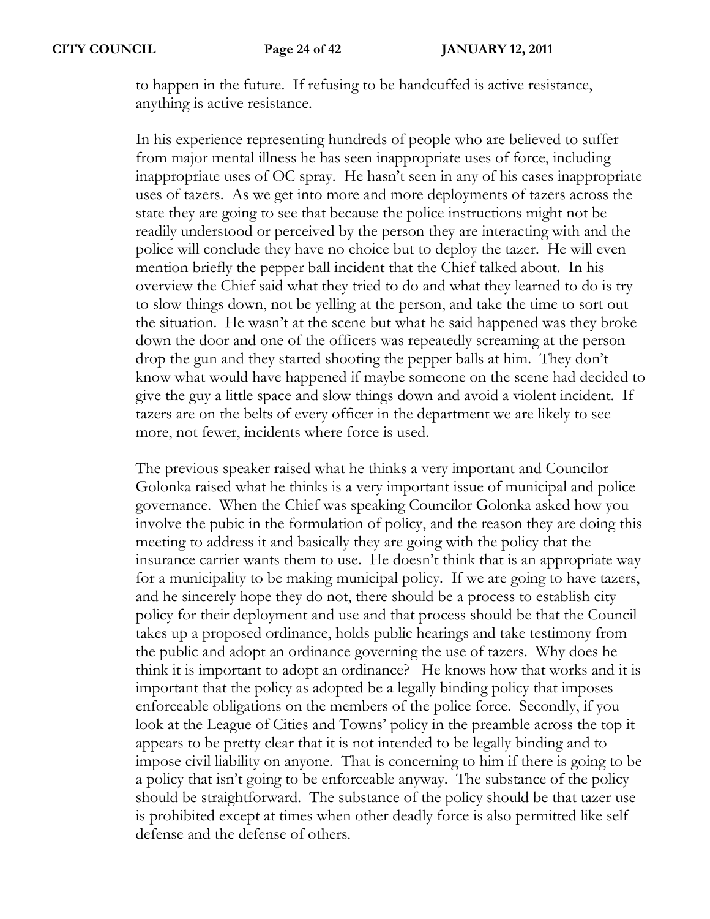to happen in the future. If refusing to be handcuffed is active resistance, anything is active resistance.

In his experience representing hundreds of people who are believed to suffer from major mental illness he has seen inappropriate uses of force, including inappropriate uses of OC spray. He hasn't seen in any of his cases inappropriate uses of tazers. As we get into more and more deployments of tazers across the state they are going to see that because the police instructions might not be readily understood or perceived by the person they are interacting with and the police will conclude they have no choice but to deploy the tazer. He will even mention briefly the pepper ball incident that the Chief talked about. In his overview the Chief said what they tried to do and what they learned to do is try to slow things down, not be yelling at the person, and take the time to sort out the situation. He wasn't at the scene but what he said happened was they broke down the door and one of the officers was repeatedly screaming at the person drop the gun and they started shooting the pepper balls at him. They don't know what would have happened if maybe someone on the scene had decided to give the guy a little space and slow things down and avoid a violent incident. If tazers are on the belts of every officer in the department we are likely to see more, not fewer, incidents where force is used.

The previous speaker raised what he thinks a very important and Councilor Golonka raised what he thinks is a very important issue of municipal and police governance. When the Chief was speaking Councilor Golonka asked how you involve the pubic in the formulation of policy, and the reason they are doing this meeting to address it and basically they are going with the policy that the insurance carrier wants them to use. He doesn't think that is an appropriate way for a municipality to be making municipal policy. If we are going to have tazers, and he sincerely hope they do not, there should be a process to establish city policy for their deployment and use and that process should be that the Council takes up a proposed ordinance, holds public hearings and take testimony from the public and adopt an ordinance governing the use of tazers. Why does he think it is important to adopt an ordinance? He knows how that works and it is important that the policy as adopted be a legally binding policy that imposes enforceable obligations on the members of the police force. Secondly, if you look at the League of Cities and Towns' policy in the preamble across the top it appears to be pretty clear that it is not intended to be legally binding and to impose civil liability on anyone. That is concerning to him if there is going to be a policy that isn't going to be enforceable anyway. The substance of the policy should be straightforward. The substance of the policy should be that tazer use is prohibited except at times when other deadly force is also permitted like self defense and the defense of others.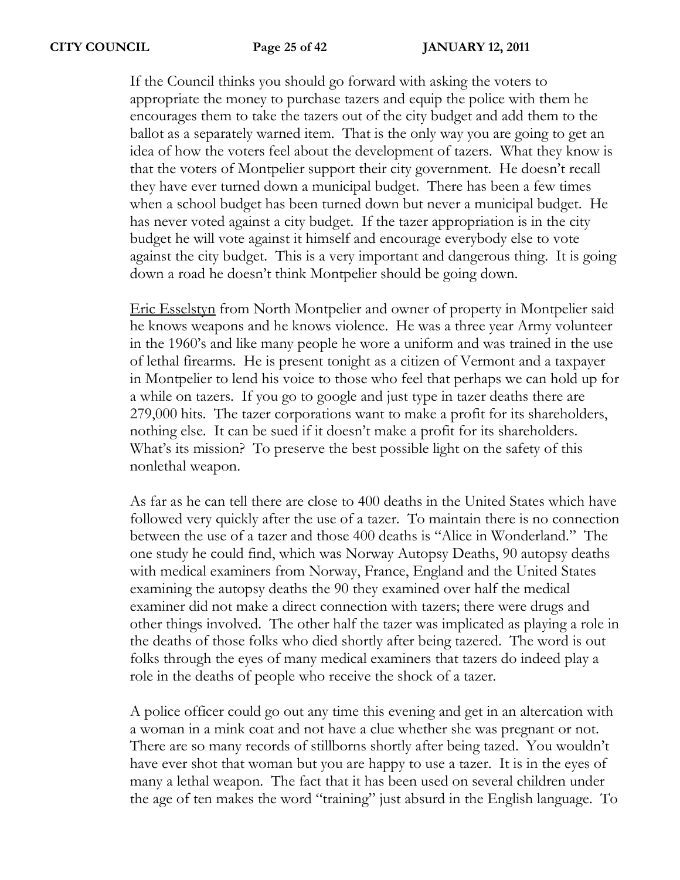If the Council thinks you should go forward with asking the voters to appropriate the money to purchase tazers and equip the police with them he encourages them to take the tazers out of the city budget and add them to the ballot as a separately warned item. That is the only way you are going to get an idea of how the voters feel about the development of tazers. What they know is that the voters of Montpelier support their city government. He doesn't recall they have ever turned down a municipal budget. There has been a few times when a school budget has been turned down but never a municipal budget. He has never voted against a city budget. If the tazer appropriation is in the city budget he will vote against it himself and encourage everybody else to vote against the city budget. This is a very important and dangerous thing. It is going down a road he doesn't think Montpelier should be going down.

Eric Esselstyn from North Montpelier and owner of property in Montpelier said he knows weapons and he knows violence. He was a three year Army volunteer in the 1960's and like many people he wore a uniform and was trained in the use of lethal firearms. He is present tonight as a citizen of Vermont and a taxpayer in Montpelier to lend his voice to those who feel that perhaps we can hold up for a while on tazers. If you go to google and just type in tazer deaths there are 279,000 hits. The tazer corporations want to make a profit for its shareholders, nothing else. It can be sued if it doesn't make a profit for its shareholders. What's its mission? To preserve the best possible light on the safety of this nonlethal weapon.

As far as he can tell there are close to 400 deaths in the United States which have followed very quickly after the use of a tazer. To maintain there is no connection between the use of a tazer and those 400 deaths is "Alice in Wonderland." The one study he could find, which was Norway Autopsy Deaths, 90 autopsy deaths with medical examiners from Norway, France, England and the United States examining the autopsy deaths the 90 they examined over half the medical examiner did not make a direct connection with tazers; there were drugs and other things involved. The other half the tazer was implicated as playing a role in the deaths of those folks who died shortly after being tazered. The word is out folks through the eyes of many medical examiners that tazers do indeed play a role in the deaths of people who receive the shock of a tazer.

A police officer could go out any time this evening and get in an altercation with a woman in a mink coat and not have a clue whether she was pregnant or not. There are so many records of stillborns shortly after being tazed. You wouldn't have ever shot that woman but you are happy to use a tazer. It is in the eyes of many a lethal weapon. The fact that it has been used on several children under the age of ten makes the word "training" just absurd in the English language. To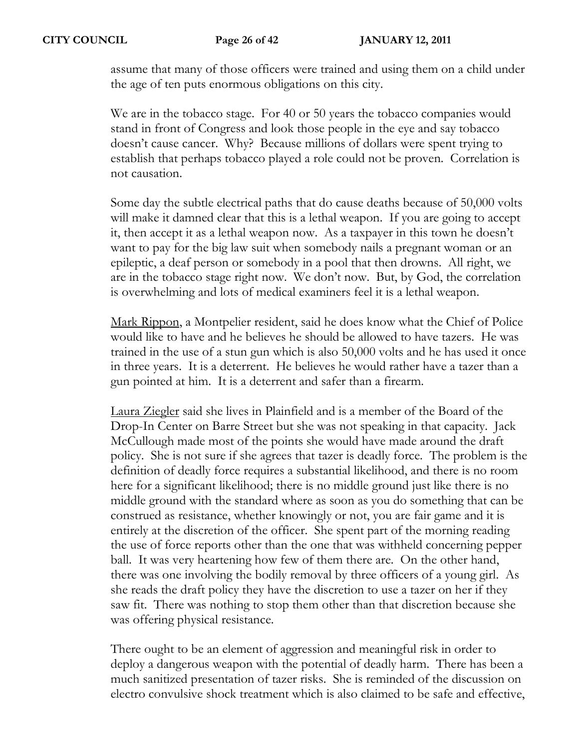assume that many of those officers were trained and using them on a child under the age of ten puts enormous obligations on this city.

We are in the tobacco stage. For 40 or 50 years the tobacco companies would stand in front of Congress and look those people in the eye and say tobacco doesn't cause cancer. Why? Because millions of dollars were spent trying to establish that perhaps tobacco played a role could not be proven. Correlation is not causation.

Some day the subtle electrical paths that do cause deaths because of 50,000 volts will make it damned clear that this is a lethal weapon. If you are going to accept it, then accept it as a lethal weapon now. As a taxpayer in this town he doesn't want to pay for the big law suit when somebody nails a pregnant woman or an epileptic, a deaf person or somebody in a pool that then drowns. All right, we are in the tobacco stage right now. We don't now. But, by God, the correlation is overwhelming and lots of medical examiners feel it is a lethal weapon.

<u>Mark Rippon</u>, a Montpelier resident, said he does know what the Chief of Police would like to have and he believes he should be allowed to have tazers. He was trained in the use of a stun gun which is also 50,000 volts and he has used it once in three years. It is a deterrent. He believes he would rather have a tazer than a gun pointed at him. It is a deterrent and safer than a firearm.

<u>Laura Ziegler</u> said she lives in Plainfield and is a member of the Board of the Drop-In Center on Barre Street but she was not speaking in that capacity. Jack McCullough made most of the points she would have made around the draft policy. She is not sure if she agrees that tazer is deadly force. The problem is the definition of deadly force requires a substantial likelihood, and there is no room here for a significant likelihood; there is no middle ground just like there is no middle ground with the standard where as soon as you do something that can be construed as resistance, whether knowingly or not, you are fair game and it is entirely at the discretion of the officer. She spent part of the morning reading the use of force reports other than the one that was withheld concerning pepper ball. It was very heartening how few of them there are. On the other hand, there was one involving the bodily removal by three officers of a young girl. As she reads the draft policy they have the discretion to use a tazer on her if they saw fit. There was nothing to stop them other than that discretion because she was offering physical resistance.

There ought to be an element of aggression and meaningful risk in order to deploy a dangerous weapon with the potential of deadly harm. There has been a much sanitized presentation of tazer risks. She is reminded of the discussion on electro convulsive shock treatment which is also claimed to be safe and effective,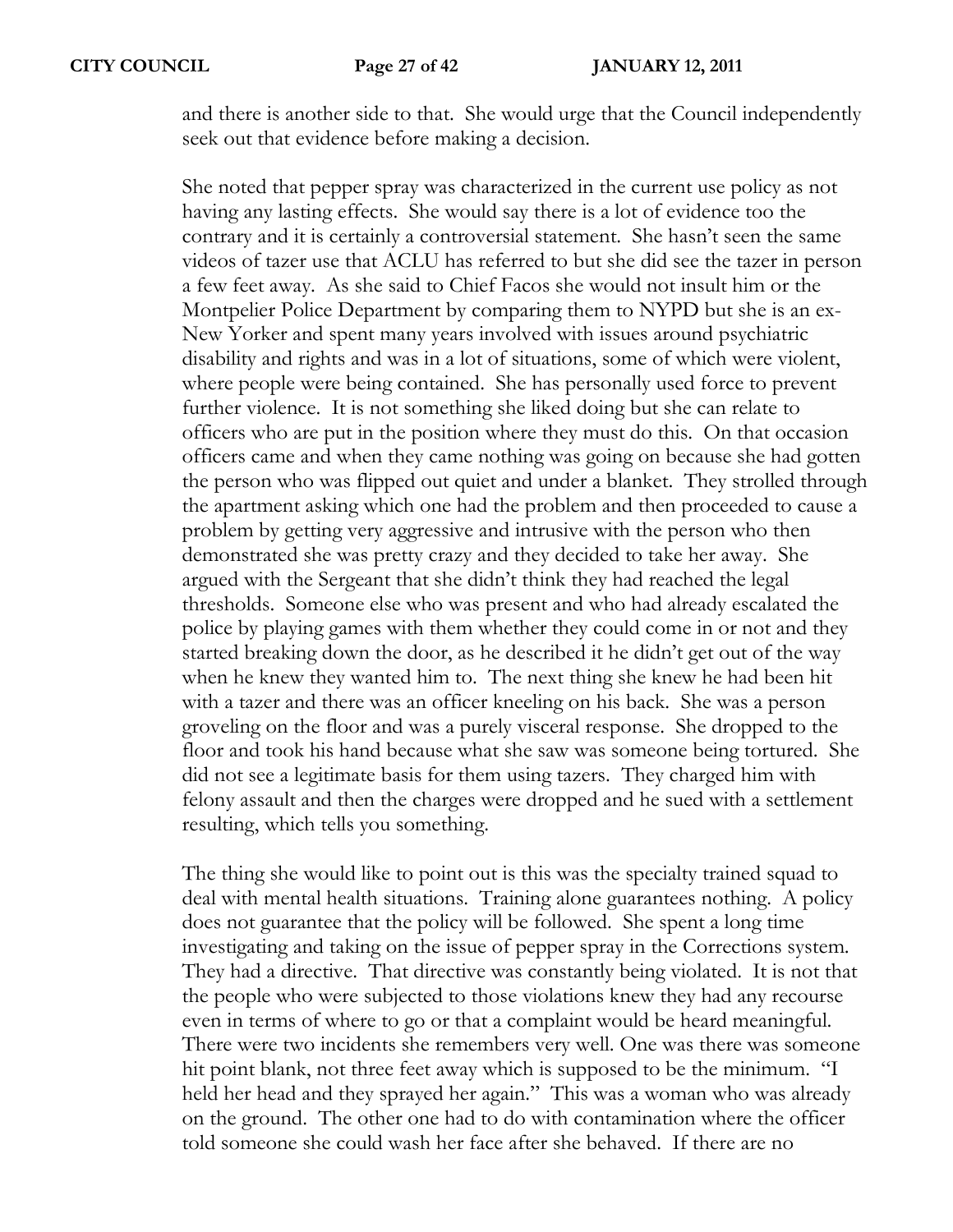and there is another side to that. She would urge that the Council independently seek out that evidence before making a decision.

She noted that pepper spray was characterized in the current use policy as not having any lasting effects. She would say there is a lot of evidence too the contrary and it is certainly a controversial statement. She hasn't seen the same videos of tazer use that ACLU has referred to but she did see the tazer in person a few feet away. As she said to Chief Facos she would not insult him or the Montpelier Police Department by comparing them to NYPD but she is an ex-New Yorker and spent many years involved with issues around psychiatric disability and rights and was in a lot of situations, some of which were violent, where people were being contained. She has personally used force to prevent further violence. It is not something she liked doing but she can relate to officers who are put in the position where they must do this. On that occasion officers came and when they came nothing was going on because she had gotten the person who was flipped out quiet and under a blanket. They strolled through the apartment asking which one had the problem and then proceeded to cause a problem by getting very aggressive and intrusive with the person who then demonstrated she was pretty crazy and they decided to take her away. She argued with the Sergeant that she didn't think they had reached the legal thresholds. Someone else who was present and who had already escalated the police by playing games with them whether they could come in or not and they started breaking down the door, as he described it he didn't get out of the way when he knew they wanted him to. The next thing she knew he had been hit with a tazer and there was an officer kneeling on his back. She was a person groveling on the floor and was a purely visceral response. She dropped to the floor and took his hand because what she saw was someone being tortured. She did not see a legitimate basis for them using tazers. They charged him with felony assault and then the charges were dropped and he sued with a settlement resulting, which tells you something.

The thing she would like to point out is this was the specialty trained squad to deal with mental health situations. Training alone guarantees nothing. A policy does not guarantee that the policy will be followed. She spent a long time investigating and taking on the issue of pepper spray in the Corrections system. They had a directive. That directive was constantly being violated. It is not that the people who were subjected to those violations knew they had any recourse even in terms of where to go or that a complaint would be heard meaningful. There were two incidents she remembers very well. One was there was someone hit point blank, not three feet away which is supposed to be the minimum. "I held her head and they sprayed her again." This was a woman who was already on the ground. The other one had to do with contamination where the officer told someone she could wash her face after she behaved. If there are no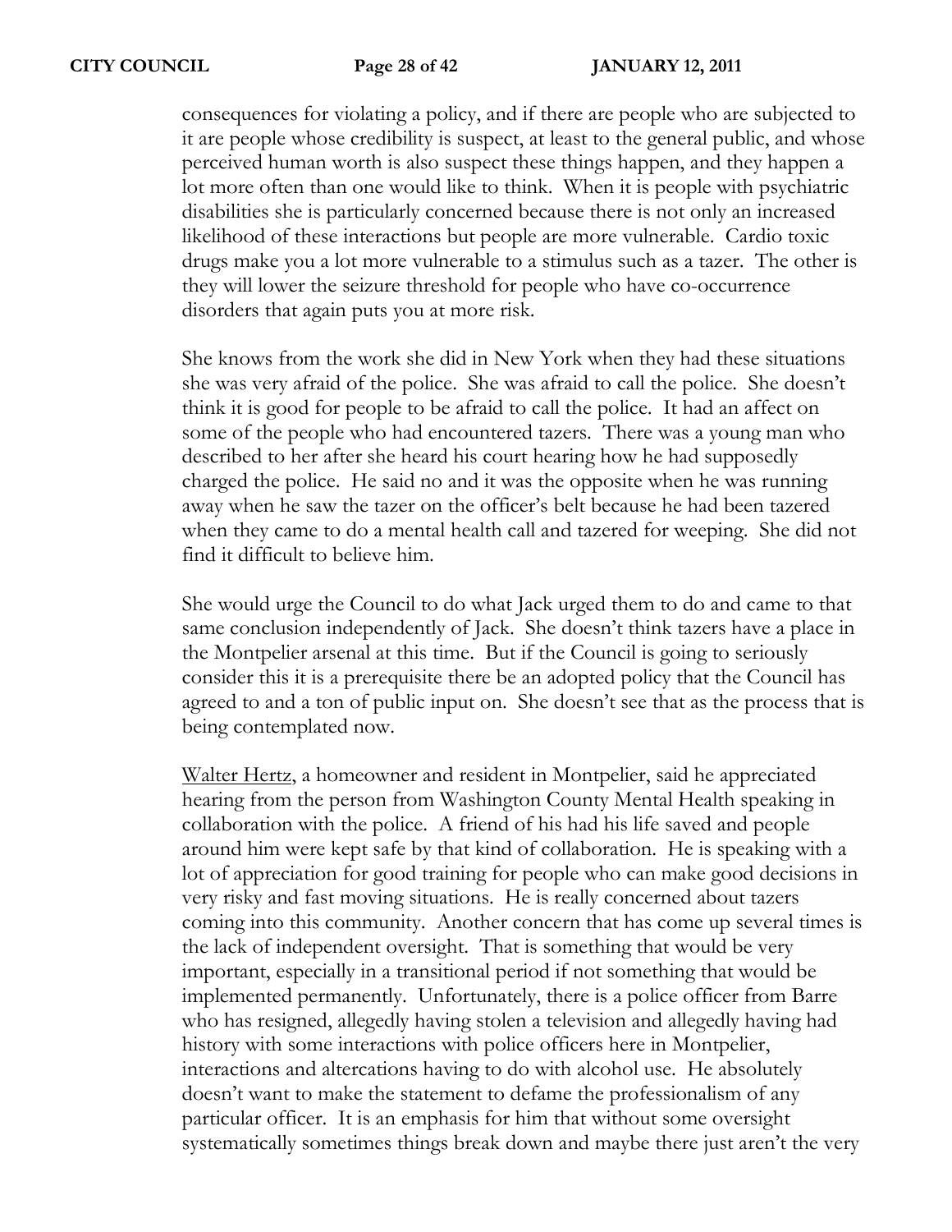consequences for violating a policy, and if there are people who are subjected to it are people whose credibility is suspect, at least to the general public, and whose perceived human worth is also suspect these things happen, and they happen a lot more often than one would like to think. When it is people with psychiatric disabilities she is particularly concerned because there is not only an increased likelihood of these interactions but people are more vulnerable. Cardio toxic drugs make you a lot more vulnerable to a stimulus such as a tazer. The other is they will lower the seizure threshold for people who have co-occurrence disorders that again puts you at more risk.

She knows from the work she did in New York when they had these situations she was very afraid of the police. She was afraid to call the police. She doesn't think it is good for people to be afraid to call the police. It had an affect on some of the people who had encountered tazers. There was a young man who described to her after she heard his court hearing how he had supposedly charged the police. He said no and it was the opposite when he was running away when he saw the tazer on the officer's belt because he had been tazered when they came to do a mental health call and tazered for weeping. She did not find it difficult to believe him.

She would urge the Council to do what Jack urged them to do and came to that same conclusion independently of Jack. She doesn't think tazers have a place in the Montpelier arsenal at this time. But if the Council is going to seriously consider this it is a prerequisite there be an adopted policy that the Council has agreed to and a ton of public input on. She doesn't see that as the process that is being contemplated now.

<u>Walter Hertz</u>, a homeowner and resident in Montpelier, said he appreciated hearing from the person from Washington County Mental Health speaking in collaboration with the police. A friend of his had his life saved and people around him were kept safe by that kind of collaboration. He is speaking with a lot of appreciation for good training for people who can make good decisions in very risky and fast moving situations. He is really concerned about tazers coming into this community. Another concern that has come up several times is the lack of independent oversight. That is something that would be very important, especially in a transitional period if not something that would be implemented permanently. Unfortunately, there is a police officer from Barre who has resigned, allegedly having stolen a television and allegedly having had history with some interactions with police officers here in Montpelier, interactions and altercations having to do with alcohol use. He absolutely doesn't want to make the statement to defame the professionalism of any particular officer. It is an emphasis for him that without some oversight systematically sometimes things break down and maybe there just aren't the very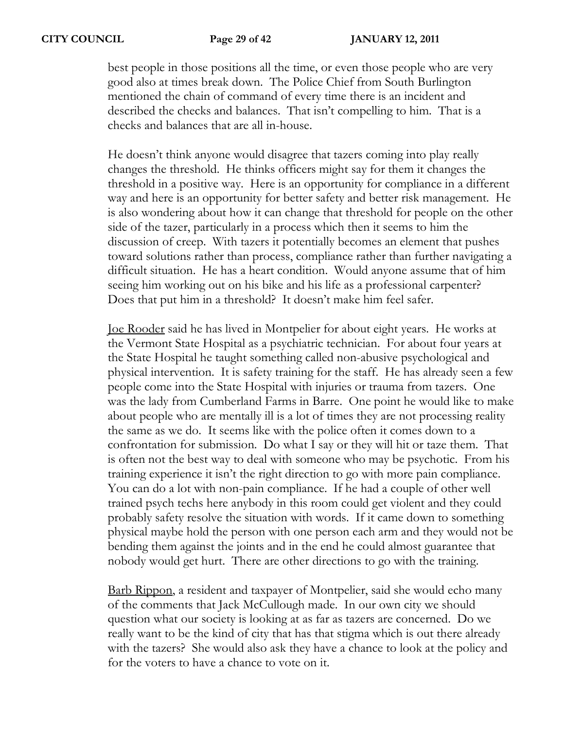best people in those positions all the time, or even those people who are very good also at times break down. The Police Chief from South Burlington mentioned the chain of command of every time there is an incident and described the checks and balances. That isn't compelling to him. That is a checks and balances that are all in-house.

He doesn't think anyone would disagree that tazers coming into play really changes the threshold. He thinks officers might say for them it changes the threshold in a positive way. Here is an opportunity for compliance in a different way and here is an opportunity for better safety and better risk management. He is also wondering about how it can change that threshold for people on the other side of the tazer, particularly in a process which then it seems to him the discussion of creep. With tazers it potentially becomes an element that pushes toward solutions rather than process, compliance rather than further navigating a difficult situation. He has a heart condition. Would anyone assume that of him seeing him working out on his bike and his life as a professional carpenter? Does that put him in a threshold? It doesn't make him feel safer.

<u>Joe Rooder</u> said he has lived in Montpelier for about eight years. He works at the Vermont State Hospital as a psychiatric technician. For about four years at the State Hospital he taught something called non-abusive psychological and physical intervention. It is safety training for the staff. He has already seen a few people come into the State Hospital with injuries or trauma from tazers. One was the lady from Cumberland Farms in Barre. One point he would like to make about people who are mentally ill is a lot of times they are not processing reality the same as we do. It seems like with the police often it comes down to a confrontation for submission. Do what I say or they will hit or taze them. That is often not the best way to deal with someone who may be psychotic. From his training experience it isn't the right direction to go with more pain compliance. You can do a lot with non-pain compliance. If he had a couple of other well trained psych techs here anybody in this room could get violent and they could probably safety resolve the situation with words. If it came down to something physical maybe hold the person with one person each arm and they would not be bending them against the joints and in the end he could almost guarantee that nobody would get hurt. There are other directions to go with the training.

<u>Barb Rippon</u>, a resident and taxpayer of Montpelier, said she would echo many of the comments that Jack McCullough made. In our own city we should question what our society is looking at as far as tazers are concerned. Do we really want to be the kind of city that has that stigma which is out there already with the tazers? She would also ask they have a chance to look at the policy and for the voters to have a chance to vote on it.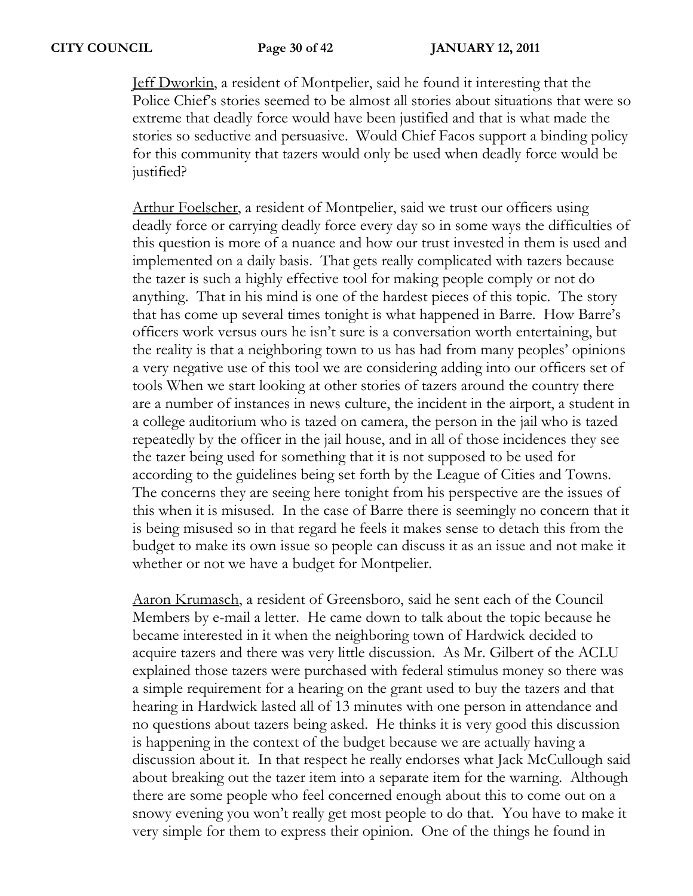Jeff Dworkin, a resident of Montpelier, said he found it interesting that the Police Chief's stories seemed to be almost all stories about situations that were so extreme that deadly force would have been justified and that is what made the stories so seductive and persuasive. Would Chief Facos support a binding policy for this community that tazers would only be used when deadly force would be justified?

Arthur Foelscher, a resident of Montpelier, said we trust our officers using deadly force or carrying deadly force every day so in some ways the difficulties of this question is more of a nuance and how our trust invested in them is used and implemented on a daily basis. That gets really complicated with tazers because the tazer is such a highly effective tool for making people comply or not do anything. That in his mind is one of the hardest pieces of this topic. The story that has come up several times tonight is what happened in Barre. How Barre's officers work versus ours he isn't sure is a conversation worth entertaining, but the reality is that a neighboring town to us has had from many peoples' opinions a very negative use of this tool we are considering adding into our officers set of tools When we start looking at other stories of tazers around the country there are a number of instances in news culture, the incident in the airport, a student in a college auditorium who is tazed on camera, the person in the jail who is tazed repeatedly by the officer in the jail house, and in all of those incidences they see the tazer being used for something that it is not supposed to be used for according to the guidelines being set forth by the League of Cities and Towns. The concerns they are seeing here tonight from his perspective are the issues of this when it is misused. In the case of Barre there is seemingly no concern that it is being misused so in that regard he feels it makes sense to detach this from the budget to make its own issue so people can discuss it as an issue and not make it whether or not we have a budget for Montpelier.

Aaron Krumasch, a resident of Greensboro, said he sent each of the Council Members by e-mail a letter. He came down to talk about the topic because he became interested in it when the neighboring town of Hardwick decided to acquire tazers and there was very little discussion. As Mr. Gilbert of the ACLU explained those tazers were purchased with federal stimulus money so there was a simple requirement for a hearing on the grant used to buy the tazers and that hearing in Hardwick lasted all of 13 minutes with one person in attendance and no questions about tazers being asked. He thinks it is very good this discussion is happening in the context of the budget because we are actually having a discussion about it. In that respect he really endorses what Jack McCullough said about breaking out the tazer item into a separate item for the warning. Although there are some people who feel concerned enough about this to come out on a snowy evening you won't really get most people to do that. You have to make it very simple for them to express their opinion. One of the things he found in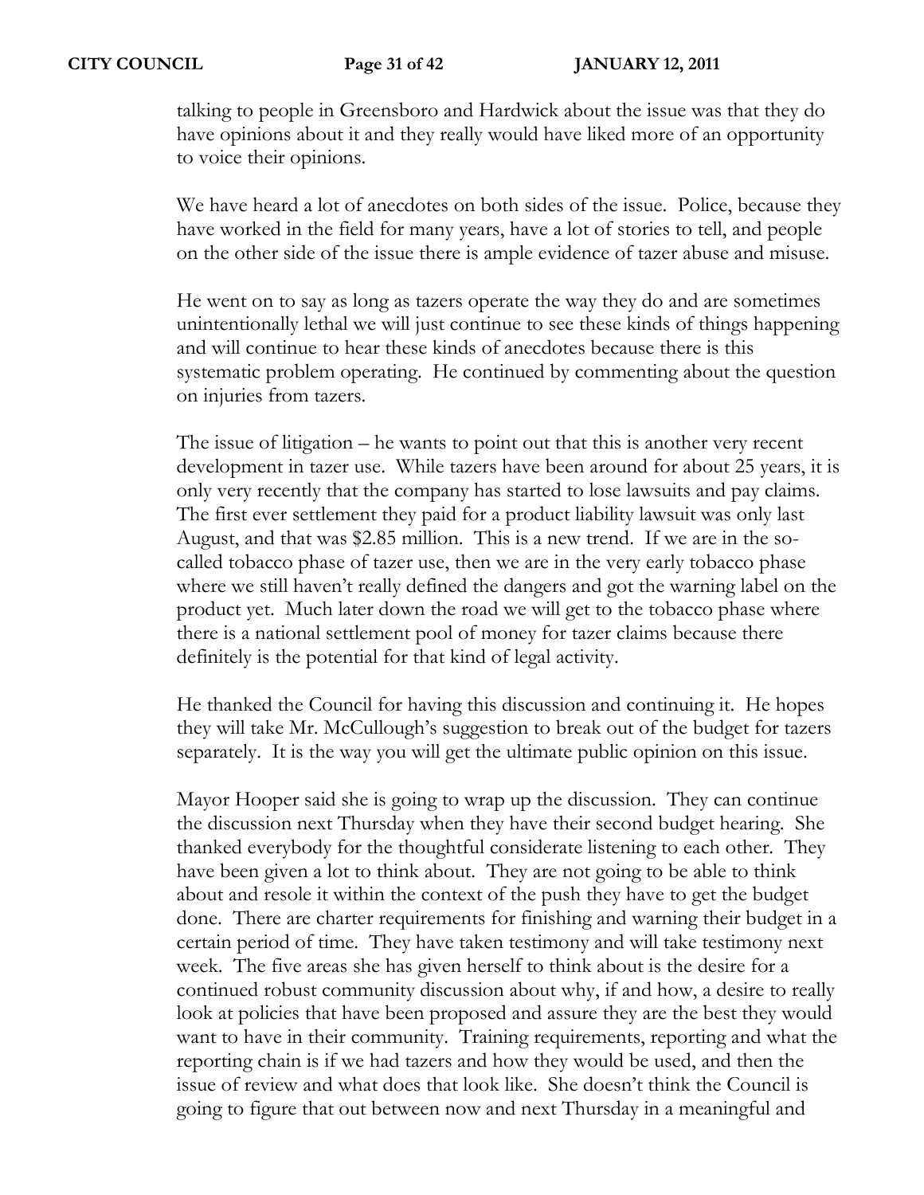talking to people in Greensboro and Hardwick about the issue was that they do have opinions about it and they really would have liked more of an opportunity to voice their opinions.

We have heard a lot of anecdotes on both sides of the issue. Police, because they have worked in the field for many years, have a lot of stories to tell, and people on the other side of the issue there is ample evidence of tazer abuse and misuse.

He went on to say as long as tazers operate the way they do and are sometimes unintentionally lethal we will just continue to see these kinds of things happening and will continue to hear these kinds of anecdotes because there is this systematic problem operating. He continued by commenting about the question on injuries from tazers.

The issue of litigation – he wants to point out that this is another very recent development in tazer use. While tazers have been around for about 25 years, it is only very recently that the company has started to lose lawsuits and pay claims. The first ever settlement they paid for a product liability lawsuit was only last August, and that was $2.85 million. This is a new trend. If we are in the so-called tobacco phase of tazer use, then we are in the very early tobacco phase where we still haven't really defined the dangers and got the warning label on the product yet. Much later down the road we will get to the tobacco phase where there is a national settlement pool of money for tazer claims because there definitely is the potential for that kind of legal activity.

He thanked the Council for having this discussion and continuing it. He hopes they will take Mr. McCullough's suggestion to break out of the budget for tazers separately. It is the way you will get the ultimate public opinion on this issue.

Mayor Hooper said she is going to wrap up the discussion. They can continue the discussion next Thursday when they have their second budget hearing. She thanked everybody for the thoughtful considerate listening to each other. They have been given a lot to think about. They are not going to be able to think about and resole it within the context of the push they have to get the budget done. There are charter requirements for finishing and warning their budget in a certain period of time. They have taken testimony and will take testimony next week. The five areas she has given herself to think about is the desire for a continued robust community discussion about why, if and how, a desire to really look at policies that have been proposed and assure they are the best they would want to have in their community. Training requirements, reporting and what the reporting chain is if we had tazers and how they would be used, and then the issue of review and what does that look like. She doesn't think the Council is going to figure that out between now and next Thursday in a meaningful and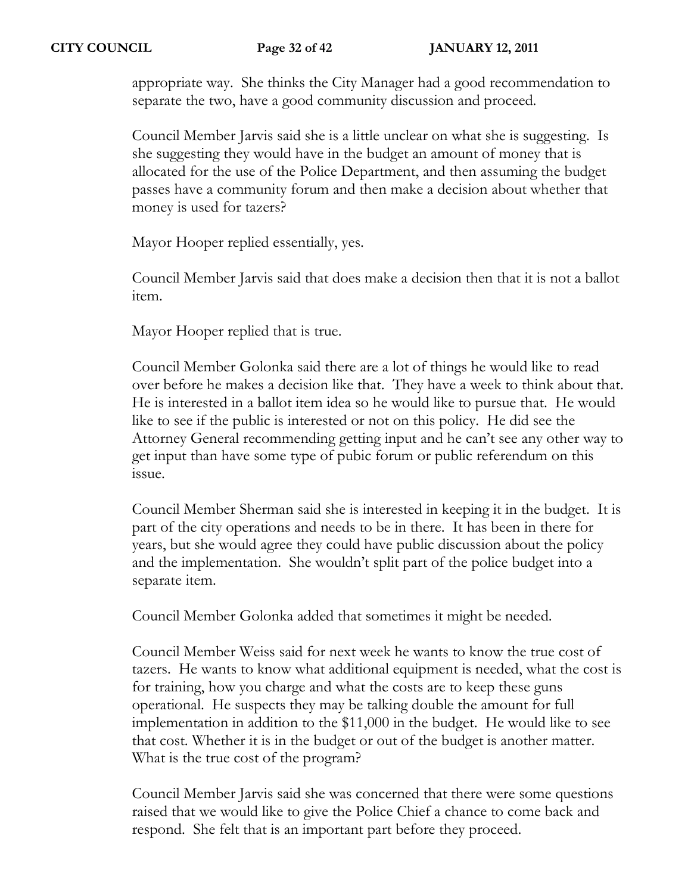appropriate way. She thinks the City Manager had a good recommendation to separate the two, have a good community discussion and proceed.

Council Member Jarvis said she is a little unclear on what she is suggesting. Is she suggesting they would have in the budget an amount of money that is allocated for the use of the Police Department, and then assuming the budget passes have a community forum and then make a decision about whether that money is used for tazers?

Mayor Hooper replied essentially, yes.

Council Member Jarvis said that does make a decision then that it is not a ballot item.

Mayor Hooper replied that is true.

Council Member Golonka said there are a lot of things he would like to read over before he makes a decision like that. They have a week to think about that. He is interested in a ballot item idea so he would like to pursue that. He would like to see if the public is interested or not on this policy. He did see the Attorney General recommending getting input and he can't see any other way to get input than have some type of pubic forum or public referendum on this issue.

Council Member Sherman said she is interested in keeping it in the budget. It is part of the city operations and needs to be in there. It has been in there for years, but she would agree they could have public discussion about the policy and the implementation. She wouldn't split part of the police budget into a separate item.

Council Member Golonka added that sometimes it might be needed.

Council Member Weiss said for next week he wants to know the true cost of tazers. He wants to know what additional equipment is needed, what the cost is for training, how you charge and what the costs are to keep these guns operational. He suspects they may be talking double the amount for full implementation in addition to the $11,000 in the budget. He would like to see that cost. Whether it is in the budget or out of the budget is another matter. What is the true cost of the program?

Council Member Jarvis said she was concerned that there were some questions raised that we would like to give the Police Chief a chance to come back and respond. She felt that is an important part before they proceed.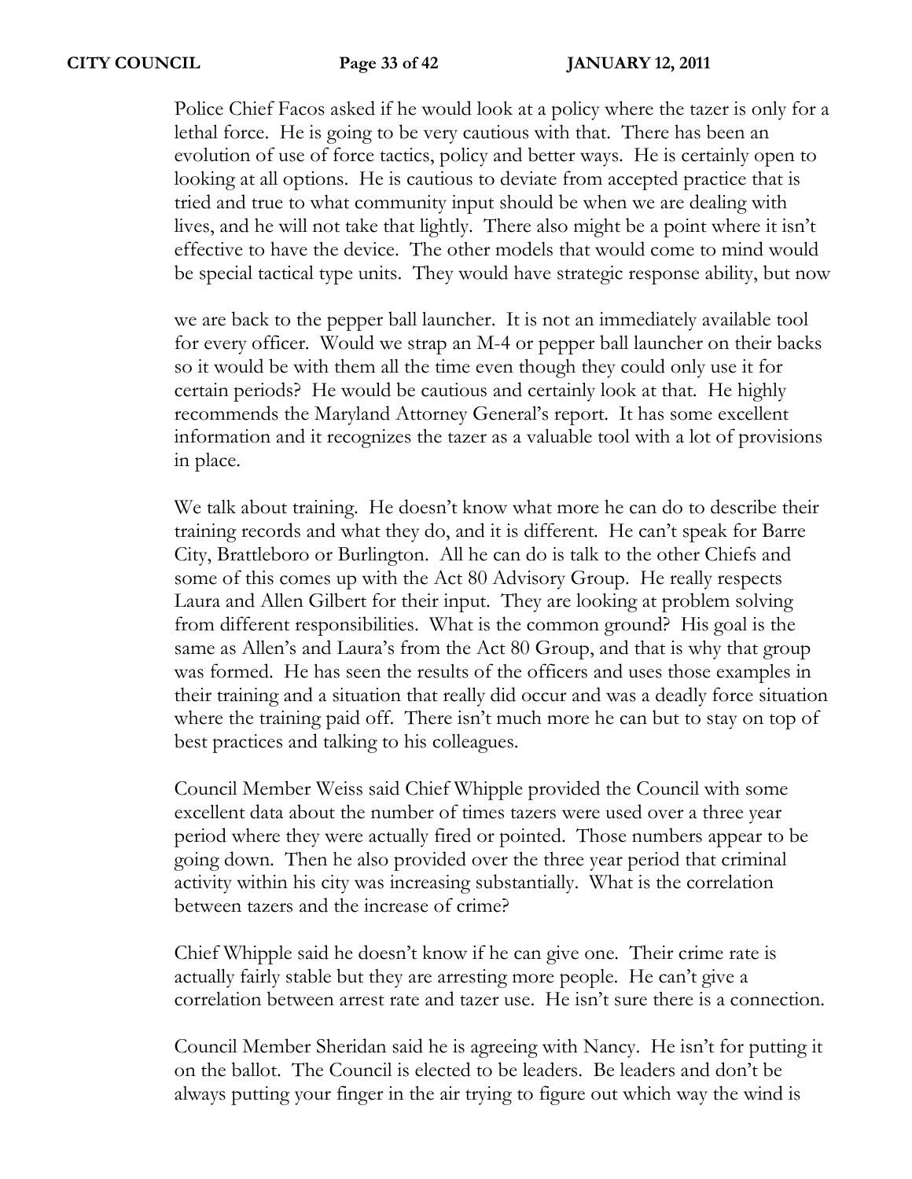Police Chief Facos asked if he would look at a policy where the tazer is only for a lethal force. He is going to be very cautious with that. There has been an evolution of use of force tactics, policy and better ways. He is certainly open to looking at all options. He is cautious to deviate from accepted practice that is tried and true to what community input should be when we are dealing with lives, and he will not take that lightly. There also might be a point where it isn't effective to have the device. The other models that would come to mind would be special tactical type units. They would have strategic response ability, but now we are back to the pepper ball launcher. It is not an immediately available tool for every officer. Would we strap an M-4 or pepper ball launcher on their backs so it would be with them all the time even though they could only use it for certain periods? He would be cautious and certainly look at that. He highly recommends the Maryland Attorney General's report. It has some excellent information and it recognizes the tazer as a valuable tool with a lot of provisions in place.

We talk about training. He doesn't know what more he can do to describe their training records and what they do, and it is different. He can't speak for Barre City, Brattleboro or Burlington. All he can do is talk to the other Chiefs and some of this comes up with the Act 80 Advisory Group. He really respects Laura and Allen Gilbert for their input. They are looking at problem solving from different responsibilities. What is the common ground? His goal is the same as Allen's and Laura's from the Act 80 Group, and that is why that group was formed. He has seen the results of the officers and uses those examples in their training and a situation that really did occur and was a deadly force situation where the training paid off. There isn't much more he can but to stay on top of best practices and talking to his colleagues.

Council Member Weiss said Chief Whipple provided the Council with some excellent data about the number of times tazers were used over a three year period where they were actually fired or pointed. Those numbers appear to be going down. Then he also provided over the three year period that criminal activity within his city was increasing substantially. What is the correlation between tazers and the increase of crime?

Chief Whipple said he doesn't know if he can give one. Their crime rate is actually fairly stable but they are arresting more people. He can't give a correlation between arrest rate and tazer use. He isn't sure there is a connection.

Council Member Sheridan said he is agreeing with Nancy. He isn't for putting it on the ballot. The Council is elected to be leaders. Be leaders and don't be always putting your finger in the air trying to figure out which way the wind is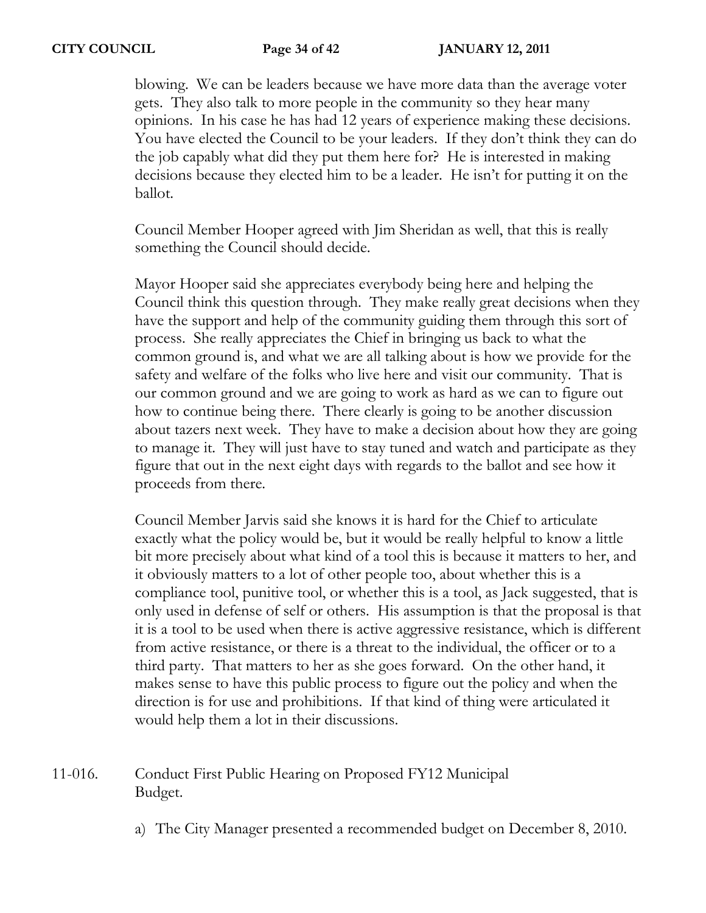blowing. We can be leaders because we have more data than the average voter gets. They also talk to more people in the community so they hear many opinions. In his case he has had 12 years of experience making these decisions. You have elected the Council to be your leaders. If they don't think they can do the job capably what did they put them here for? He is interested in making decisions because they elected him to be a leader. He isn't for putting it on the ballot.

Council Member Hooper agreed with Jim Sheridan as well, that this is really something the Council should decide.

Mayor Hooper said she appreciates everybody being here and helping the Council think this question through. They make really great decisions when they have the support and help of the community guiding them through this sort of process. She really appreciates the Chief in bringing us back to what the common ground is, and what we are all talking about is how we provide for the safety and welfare of the folks who live here and visit our community. That is our common ground and we are going to work as hard as we can to figure out how to continue being there. There clearly is going to be another discussion about tazers next week. They have to make a decision about how they are going to manage it. They will just have to stay tuned and watch and participate as they figure that out in the next eight days with regards to the ballot and see how it proceeds from there.

Council Member Jarvis said she knows it is hard for the Chief to articulate exactly what the policy would be, but it would be really helpful to know a little bit more precisely about what kind of a tool this is because it matters to her, and it obviously matters to a lot of other people too, about whether this is a compliance tool, punitive tool, or whether this is a tool, as Jack suggested, that is only used in defense of self or others. His assumption is that the proposal is that it is a tool to be used when there is active aggressive resistance, which is different from active resistance, or there is a threat to the individual, the officer or to a third party. That matters to her as she goes forward. On the other hand, it makes sense to have this public process to figure out the policy and when the direction is for use and prohibitions. If that kind of thing were articulated it would help them a lot in their discussions.

11-016. Conduct First Public Hearing on Proposed FY12 Municipal Budget.

a) The City Manager presented a recommended budget on December 8, 2010.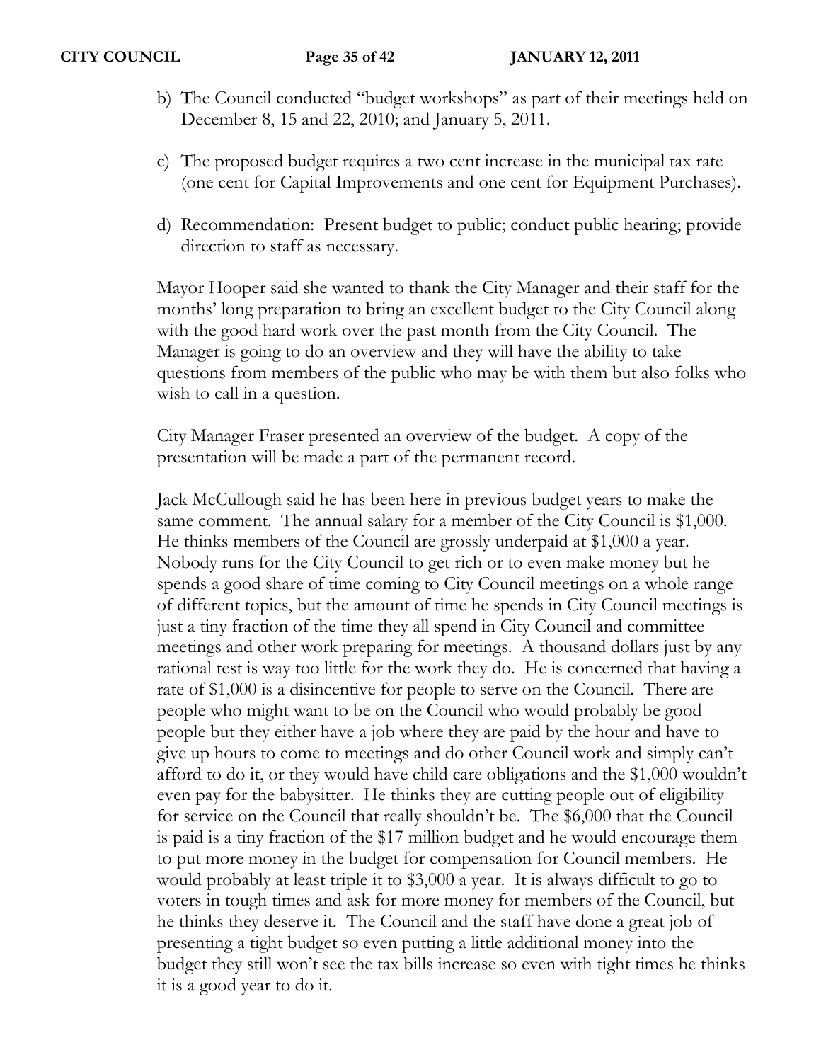b) The Council conducted "budget workshops" as part of their meetings held on December 8, 15 and 22, 2010; and January 5, 2011.

c) The proposed budget requires a two cent increase in the municipal tax rate (one cent for Capital Improvements and one cent for Equipment Purchases).

d) Recommendation: Present budget to public; conduct public hearing; provide direction to staff as necessary.

Mayor Hooper said she wanted to thank the City Manager and their staff for the months' long preparation to bring an excellent budget to the City Council along with the good hard work over the past month from the City Council. The Manager is going to do an overview and they will have the ability to take questions from members of the public who may be with them but also folks who wish to call in a question.

City Manager Fraser presented an overview of the budget. A copy of the presentation will be made a part of the permanent record.

Jack McCullough said he has been here in previous budget years to make the same comment. The annual salary for a member of the City Council is $1,000. He thinks members of the Council are grossly underpaid at $1,000 a year. Nobody runs for the City Council to get rich or to even make money but he spends a good share of time coming to City Council meetings on a whole range of different topics, but the amount of time he spends in City Council meetings is just a tiny fraction of the time they all spend in City Council and committee meetings and other work preparing for meetings. A thousand dollars just by any rational test is way too little for the work they do. He is concerned that having a rate of $1,000 is a disincentive for people to serve on the Council. There are people who might want to be on the Council who would probably be good people but they either have a job where they are paid by the hour and have to give up hours to come to meetings and do other Council work and simply can't afford to do it, or they would have child care obligations and the $1,000 wouldn't even pay for the babysitter. He thinks they are cutting people out of eligibility for service on the Council that really shouldn't be. The $6,000 that the Council is paid is a tiny fraction of the $17 million budget and he would encourage them to put more money in the budget for compensation for Council members. He would probably at least triple it to $3,000 a year. It is always difficult to go to voters in tough times and ask for more money for members of the Council, but he thinks they deserve it. The Council and the staff have done a great job of presenting a tight budget so even putting a little additional money into the budget they still won't see the tax bills increase so even with tight times he thinks it is a good year to do it.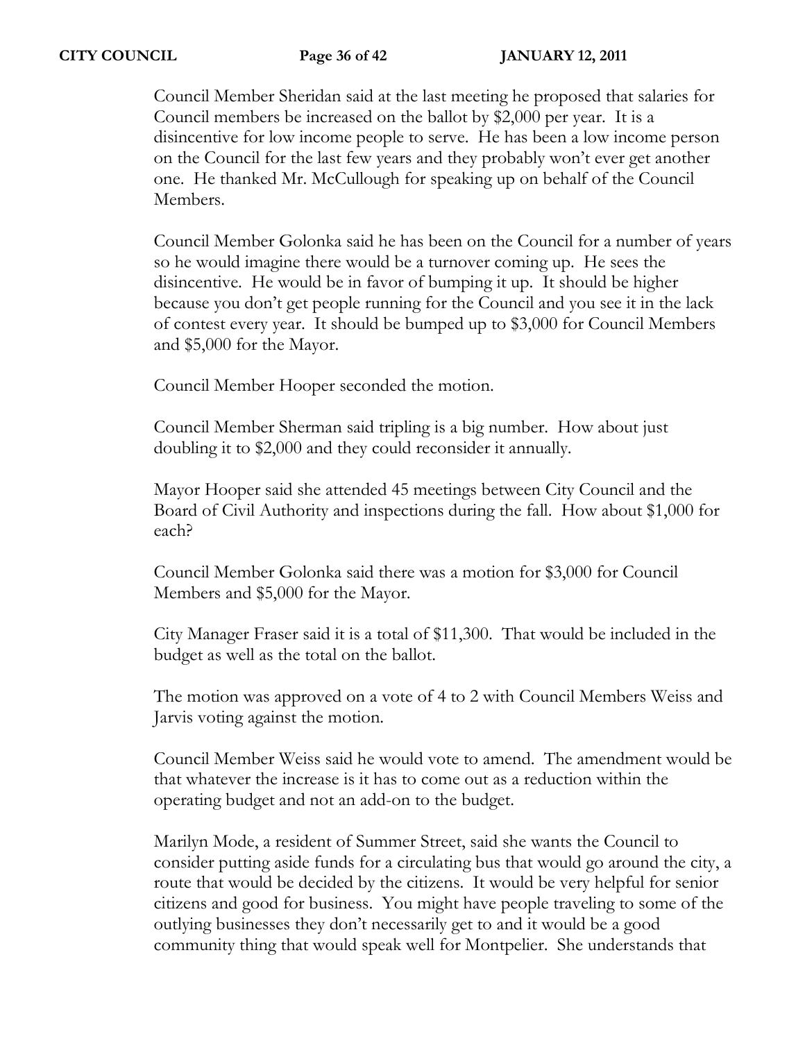Council Member Sheridan said at the last meeting he proposed that salaries for Council members be increased on the ballot by $2,000 per year. It is a disincentive for low income people to serve. He has been a low income person on the Council for the last few years and they probably won't ever get another one. He thanked Mr. McCullough for speaking up on behalf of the Council Members.

Council Member Golonka said he has been on the Council for a number of years so he would imagine there would be a turnover coming up. He sees the disincentive. He would be in favor of bumping it up. It should be higher because you don't get people running for the Council and you see it in the lack of contest every year. It should be bumped up to $3,000 for Council Members and $5,000 for the Mayor.

Council Member Hooper seconded the motion.

Council Member Sherman said tripling is a big number. How about just doubling it to $2,000 and they could reconsider it annually.

Mayor Hooper said she attended 45 meetings between City Council and the Board of Civil Authority and inspections during the fall. How about $1,000 for each?

Council Member Golonka said there was a motion for $3,000 for Council Members and $5,000 for the Mayor.

City Manager Fraser said it is a total of $11,300. That would be included in the budget as well as the total on the ballot.

The motion was approved on a vote of 4 to 2 with Council Members Weiss and Jarvis voting against the motion.

Council Member Weiss said he would vote to amend. The amendment would be that whatever the increase is it has to come out as a reduction within the operating budget and not an add-on to the budget.

Marilyn Mode, a resident of Summer Street, said she wants the Council to consider putting aside funds for a circulating bus that would go around the city, a route that would be decided by the citizens. It would be very helpful for senior citizens and good for business. You might have people traveling to some of the outlying businesses they don't necessarily get to and it would be a good community thing that would speak well for Montpelier. She understands that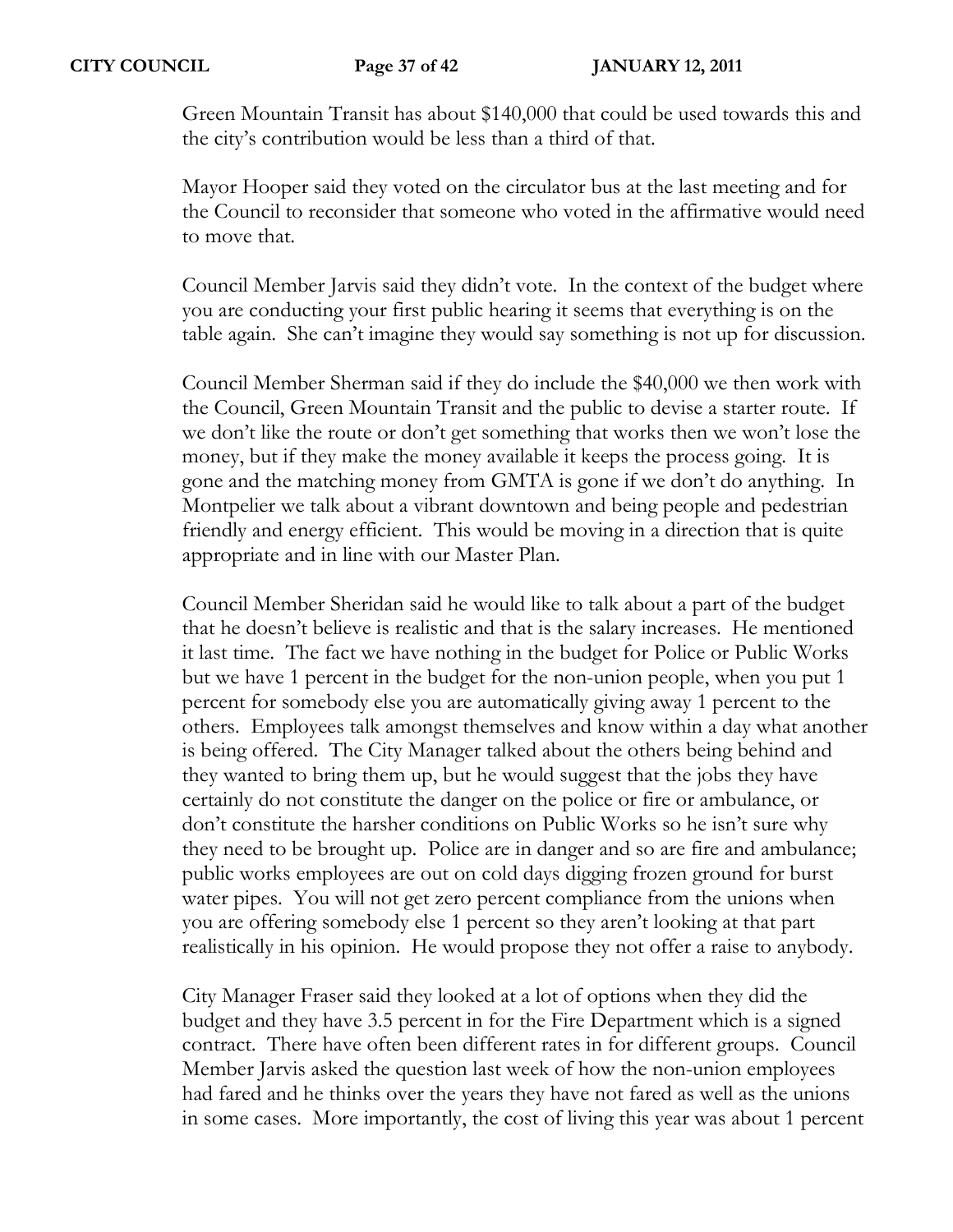Green Mountain Transit has about $140,000 that could be used towards this and the city's contribution would be less than a third of that.

Mayor Hooper said they voted on the circulator bus at the last meeting and for the Council to reconsider that someone who voted in the affirmative would need to move that.

Council Member Jarvis said they didn't vote. In the context of the budget where you are conducting your first public hearing it seems that everything is on the table again. She can't imagine they would say something is not up for discussion.

Council Member Sherman said if they do include the $40,000 we then work with the Council, Green Mountain Transit and the public to devise a starter route. If we don't like the route or don't get something that works then we won't lose the money, but if they make the money available it keeps the process going. It is gone and the matching money from GMTA is gone if we don't do anything. In Montpelier we talk about a vibrant downtown and being people and pedestrian friendly and energy efficient. This would be moving in a direction that is quite appropriate and in line with our Master Plan.

Council Member Sheridan said he would like to talk about a part of the budget that he doesn't believe is realistic and that is the salary increases. He mentioned it last time. The fact we have nothing in the budget for Police or Public Works but we have 1 percent in the budget for the non-union people, when you put 1 percent for somebody else you are automatically giving away 1 percent to the others. Employees talk amongst themselves and know within a day what another is being offered. The City Manager talked about the others being behind and they wanted to bring them up, but he would suggest that the jobs they have certainly do not constitute the danger on the police or fire or ambulance, or don't constitute the harsher conditions on Public Works so he isn't sure why they need to be brought up. Police are in danger and so are fire and ambulance; public works employees are out on cold days digging frozen ground for burst water pipes. You will not get zero percent compliance from the unions when you are offering somebody else 1 percent so they aren't looking at that part realistically in his opinion. He would propose they not offer a raise to anybody.

City Manager Fraser said they looked at a lot of options when they did the budget and they have 3.5 percent in for the Fire Department which is a signed contract. There have often been different rates in for different groups. Council Member Jarvis asked the question last week of how the non-union employees had fared and he thinks over the years they have not fared as well as the unions in some cases. More importantly, the cost of living this year was about 1 percent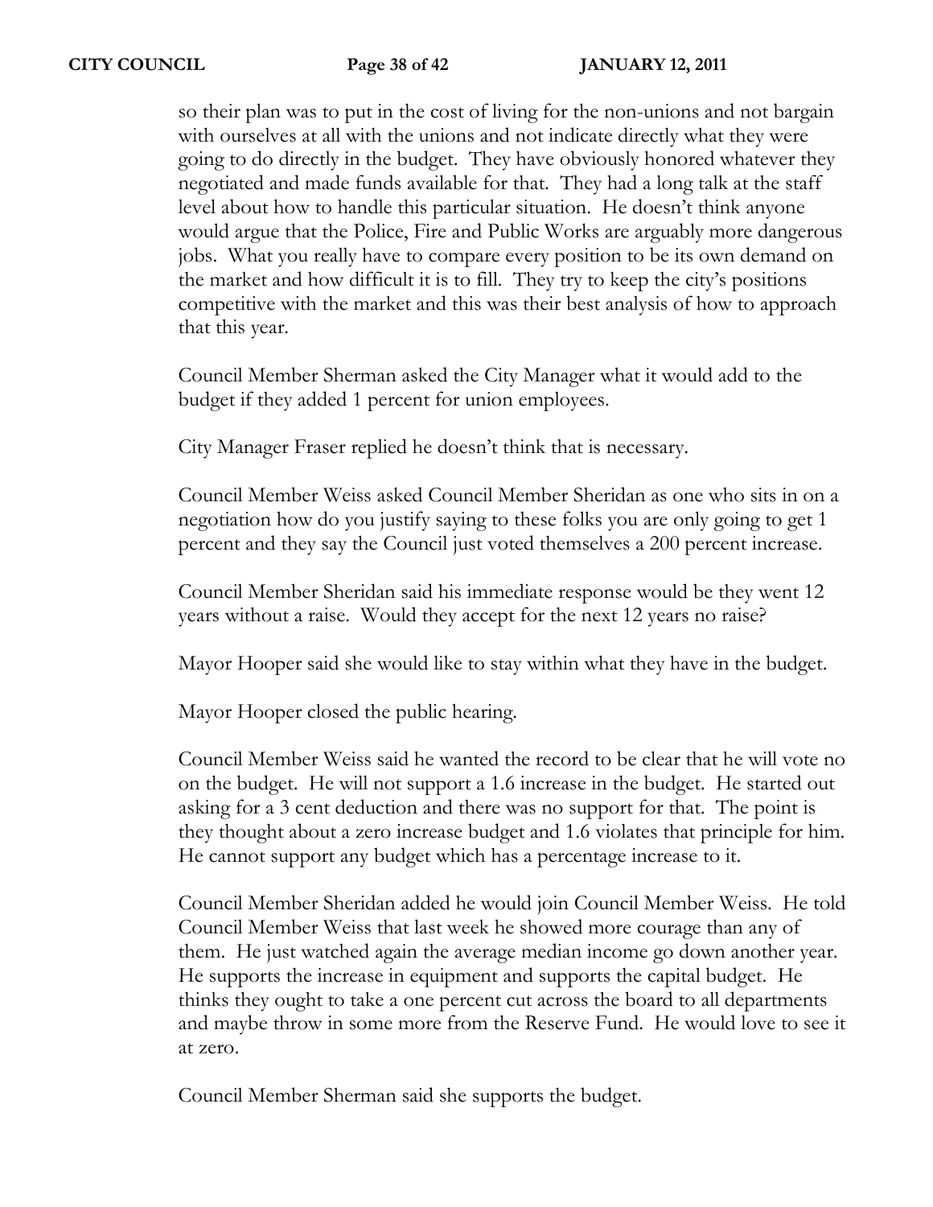so their plan was to put in the cost of living for the non-unions and not bargain with ourselves at all with the unions and not indicate directly what they were going to do directly in the budget. They have obviously honored whatever they negotiated and made funds available for that. They had a long talk at the staff level about how to handle this particular situation. He doesn't think anyone would argue that the Police, Fire and Public Works are arguably more dangerous jobs. What you really have to compare every position to be its own demand on the market and how difficult it is to fill. They try to keep the city's positions competitive with the market and this was their best analysis of how to approach that this year.

Council Member Sherman asked the City Manager what it would add to the budget if they added 1 percent for union employees.

City Manager Fraser replied he doesn't think that is necessary.

Council Member Weiss asked Council Member Sheridan as one who sits in on a negotiation how do you justify saying to these folks you are only going to get 1 percent and they say the Council just voted themselves a 200 percent increase.

Council Member Sheridan said his immediate response would be they went 12 years without a raise. Would they accept for the next 12 years no raise?

Mayor Hooper said she would like to stay within what they have in the budget.

Mayor Hooper closed the public hearing.

Council Member Weiss said he wanted the record to be clear that he will vote no on the budget. He will not support a 1.6 increase in the budget. He started out asking for a 3 cent deduction and there was no support for that. The point is they thought about a zero increase budget and 1.6 violates that principle for him. He cannot support any budget which has a percentage increase to it.

Council Member Sheridan added he would join Council Member Weiss. He told Council Member Weiss that last week he showed more courage than any of them. He just watched again the average median income go down another year. He supports the increase in equipment and supports the capital budget. He thinks they ought to take a one percent cut across the board to all departments and maybe throw in some more from the Reserve Fund. He would love to see it at zero.

Council Member Sherman said she supports the budget.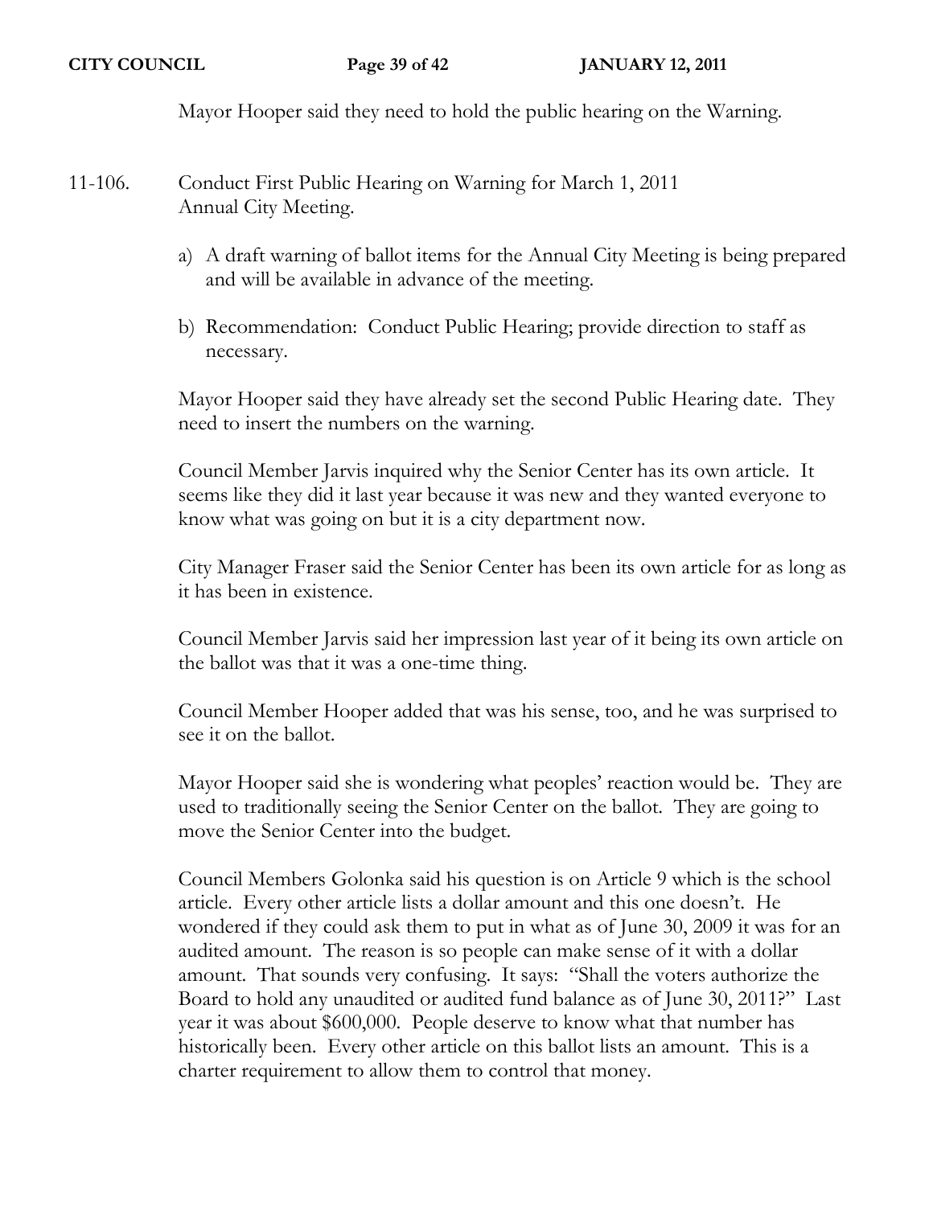Mayor Hooper said they need to hold the public hearing on the Warning.

11-106. Conduct First Public Hearing on Warning for March 1, 2011 Annual City Meeting.

a) A draft warning of ballot items for the Annual City Meeting is being prepared and will be available in advance of the meeting.

b) Recommendation: Conduct Public Hearing; provide direction to staff as necessary.

Mayor Hooper said they have already set the second Public Hearing date. They need to insert the numbers on the warning.

Council Member Jarvis inquired why the Senior Center has its own article. It seems like they did it last year because it was new and they wanted everyone to know what was going on but it is a city department now.

City Manager Fraser said the Senior Center has been its own article for as long as it has been in existence.

Council Member Jarvis said her impression last year of it being its own article on the ballot was that it was a one-time thing.

Council Member Hooper added that was his sense, too, and he was surprised to see it on the ballot.

Mayor Hooper said she is wondering what peoples' reaction would be. They are used to traditionally seeing the Senior Center on the ballot. They are going to move the Senior Center into the budget.

Council Members Golonka said his question is on Article 9 which is the school article. Every other article lists a dollar amount and this one doesn't. He wondered if they could ask them to put in what as of June 30, 2009 it was for an audited amount. The reason is so people can make sense of it with a dollar amount. That sounds very confusing. It says: "Shall the voters authorize the Board to hold any unaudited or audited fund balance as of June 30, 2011?" Last year it was about $600,000. People deserve to know what that number has historically been. Every other article on this ballot lists an amount. This is a charter requirement to allow them to control that money.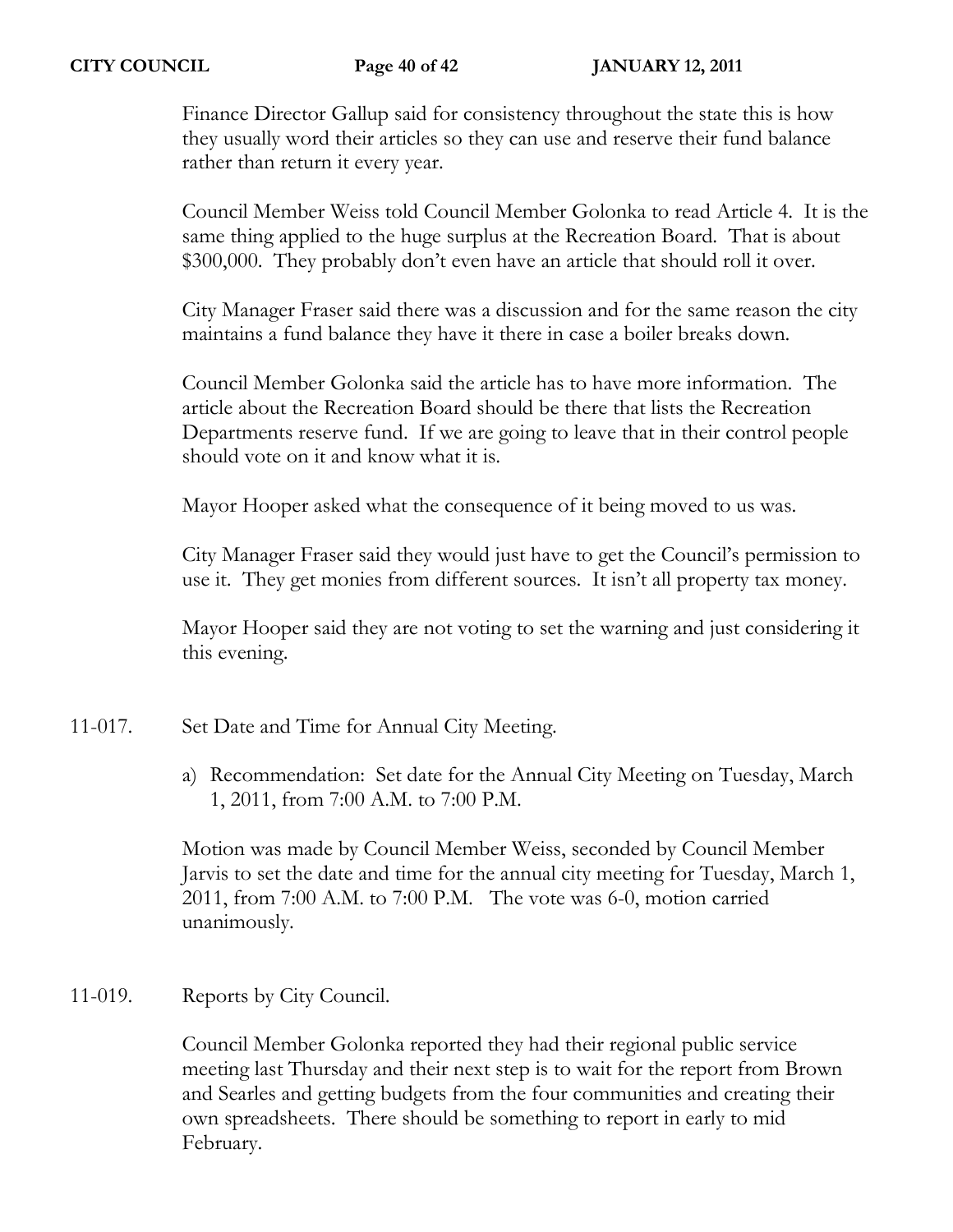Finance Director Gallup said for consistency throughout the state this is how they usually word their articles so they can use and reserve their fund balance rather than return it every year.

Council Member Weiss told Council Member Golonka to read Article 4. It is the same thing applied to the huge surplus at the Recreation Board. That is about $300,000. They probably don't even have an article that should roll it over.

City Manager Fraser said there was a discussion and for the same reason the city maintains a fund balance they have it there in case a boiler breaks down.

Council Member Golonka said the article has to have more information. The article about the Recreation Board should be there that lists the Recreation Departments reserve fund. If we are going to leave that in their control people should vote on it and know what it is.

Mayor Hooper asked what the consequence of it being moved to us was.

City Manager Fraser said they would just have to get the Council's permission to use it. They get monies from different sources. It isn't all property tax money.

Mayor Hooper said they are not voting to set the warning and just considering it this evening.

11-017. Set Date and Time for Annual City Meeting.

a) Recommendation: Set date for the Annual City Meeting on Tuesday, March 1, 2011, from 7:00 A.M. to 7:00 P.M.

Motion was made by Council Member Weiss, seconded by Council Member Jarvis to set the date and time for the annual city meeting for Tuesday, March 1, 2011, from 7:00 A.M. to 7:00 P.M. The vote was 6-0, motion carried unanimously.

11-019. Reports by City Council.

Council Member Golonka reported they had their regional public service meeting last Thursday and their next step is to wait for the report from Brown and Searles and getting budgets from the four communities and creating their own spreadsheets. There should be something to report in early to mid February.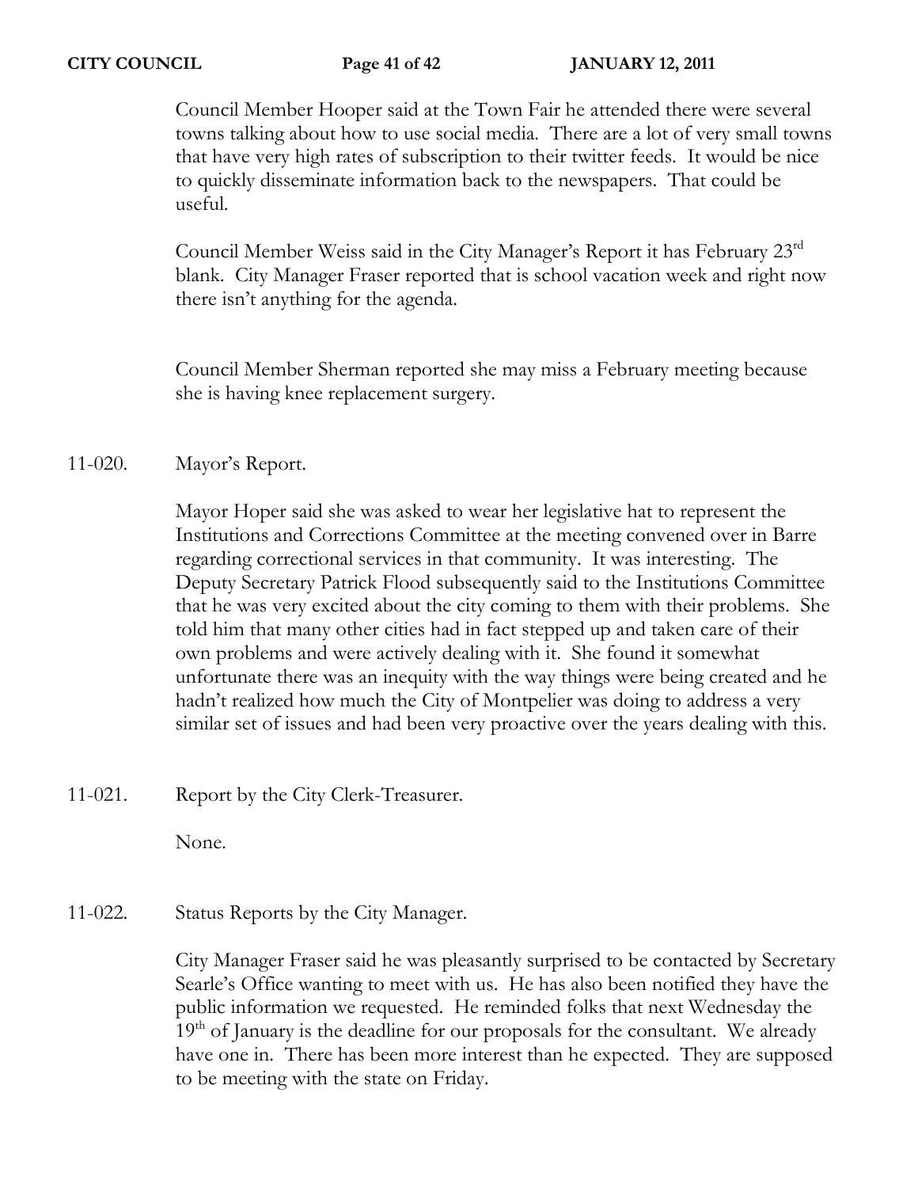Council Member Hooper said at the Town Fair he attended there were several towns talking about how to use social media. There are a lot of very small towns that have very high rates of subscription to their twitter feeds. It would be nice to quickly disseminate information back to the newspapers. That could be useful.

Council Member Weiss said in the City Manager's Report it has February 23rd blank. City Manager Fraser reported that is school vacation week and right now there isn't anything for the agenda.

Council Member Sherman reported she may miss a February meeting because she is having knee replacement surgery.

11-020. Mayor's Report.

Mayor Hoper said she was asked to wear her legislative hat to represent the Institutions and Corrections Committee at the meeting convened over in Barre regarding correctional services in that community. It was interesting. The Deputy Secretary Patrick Flood subsequently said to the Institutions Committee that he was very excited about the city coming to them with their problems. She told him that many other cities had in fact stepped up and taken care of their own problems and were actively dealing with it. She found it somewhat unfortunate there was an inequity with the way things were being created and he hadn't realized how much the City of Montpelier was doing to address a very similar set of issues and had been very proactive over the years dealing with this.

11-021. Report by the City Clerk-Treasurer.

None.

11-022. Status Reports by the City Manager.

City Manager Fraser said he was pleasantly surprised to be contacted by Secretary Searle's Office wanting to meet with us. He has also been notified they have the public information we requested. He reminded folks that next Wednesday the 19th of January is the deadline for our proposals for the consultant. We already have one in. There has been more interest than he expected. They are supposed to be meeting with the state on Friday.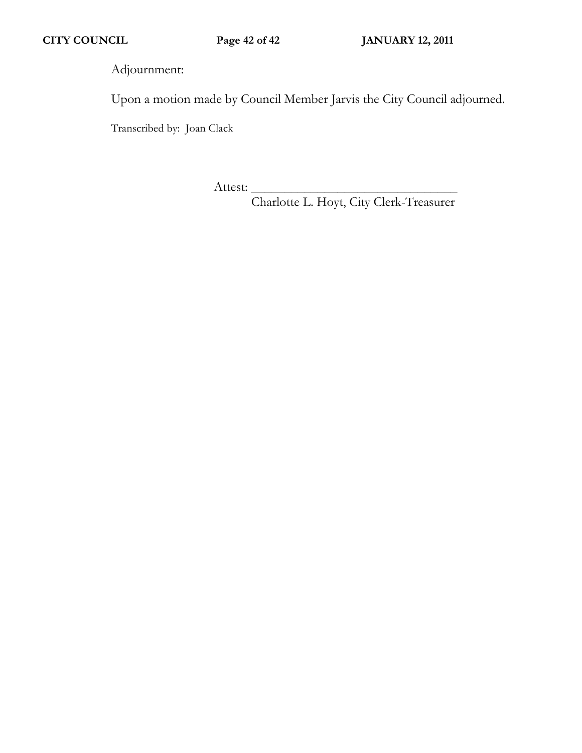Adjournment:

Upon a motion made by Council Member Jarvis the City Council adjourned.

Transcribed by: Joan Clack

Attest: ________________________________

Charlotte L. Hoyt, City Clerk-Treasurer